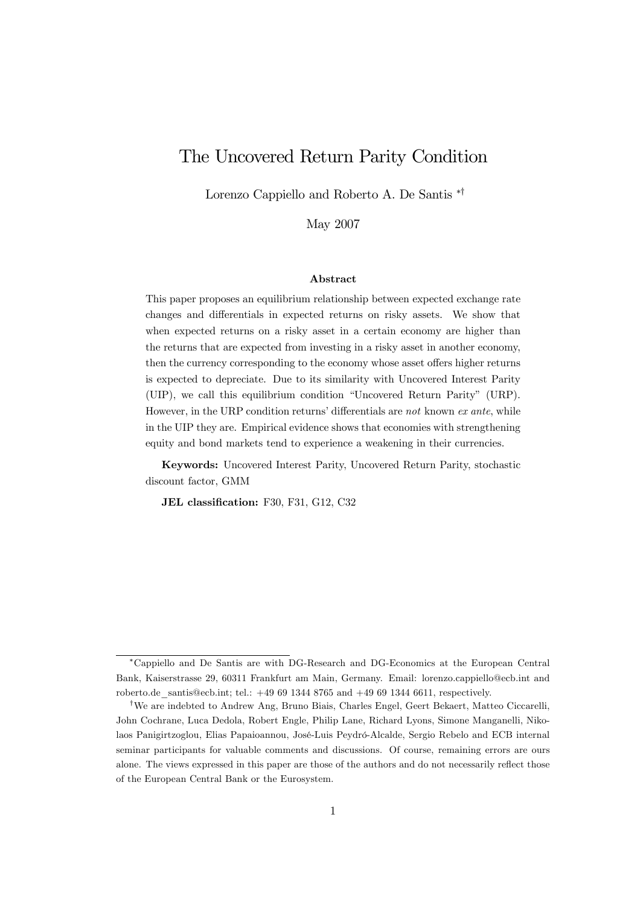# The Uncovered Return Parity Condition

Lorenzo Cappiello and Roberto A. De Santis [*] [†]

May 2007

### Abstract

This paper proposes an equilibrium relationship between expected exchange rate changes and differentials in expected returns on risky assets. We show that when expected returns on a risky asset in a certain economy are higher than the returns that are expected from investing in a risky asset in another economy, then the currency corresponding to the economy whose asset offers higher returns is expected to depreciate. Due to its similarity with Uncovered Interest Parity (UIP), we call this equilibrium condition "Uncovered Return Parity" (URP). However, in the URP condition returns' differentials are *not* known *ex ante*, while in the UIP they are. Empirical evidence shows that economies with strengthening equity and bond markets tend to experience a weakening in their currencies.

**Keywords:** Uncovered Interest Parity, Uncovered Return Parity, stochastic discount factor, GMM

**JEL classification:** F30, F31, G12, C32

---

[*] Cappiello and De Santis are with DG-Research and DG-Economics at the European Central Bank, Kaiserstrasse 29, 60311 Frankfurt am Main, Germany. Email: lorenzo.cappiello@ecb.int and roberto.de_santis@ecb.int; tel.: +49 69 1344 8765 and +49 69 1344 6611, respectively.

[†] We are indebted to Andrew Ang, Bruno Biais, Charles Engel, Geert Bekaert, Matteo Ciccarelli, John Cochrane, Luca Dedola, Robert Engle, Philip Lane, Richard Lyons, Simone Manganelli, Nikolaos Panigirtzoglou, Elias Papaioannou, José-Luis Peydró-Alcalde, Sergio Rebelo and ECB internal seminar participants for valuable comments and discussions. Of course, remaining errors are ours alone. The views expressed in this paper are those of the authors and do not necessarily reflect those of the European Central Bank or the Eurosystem.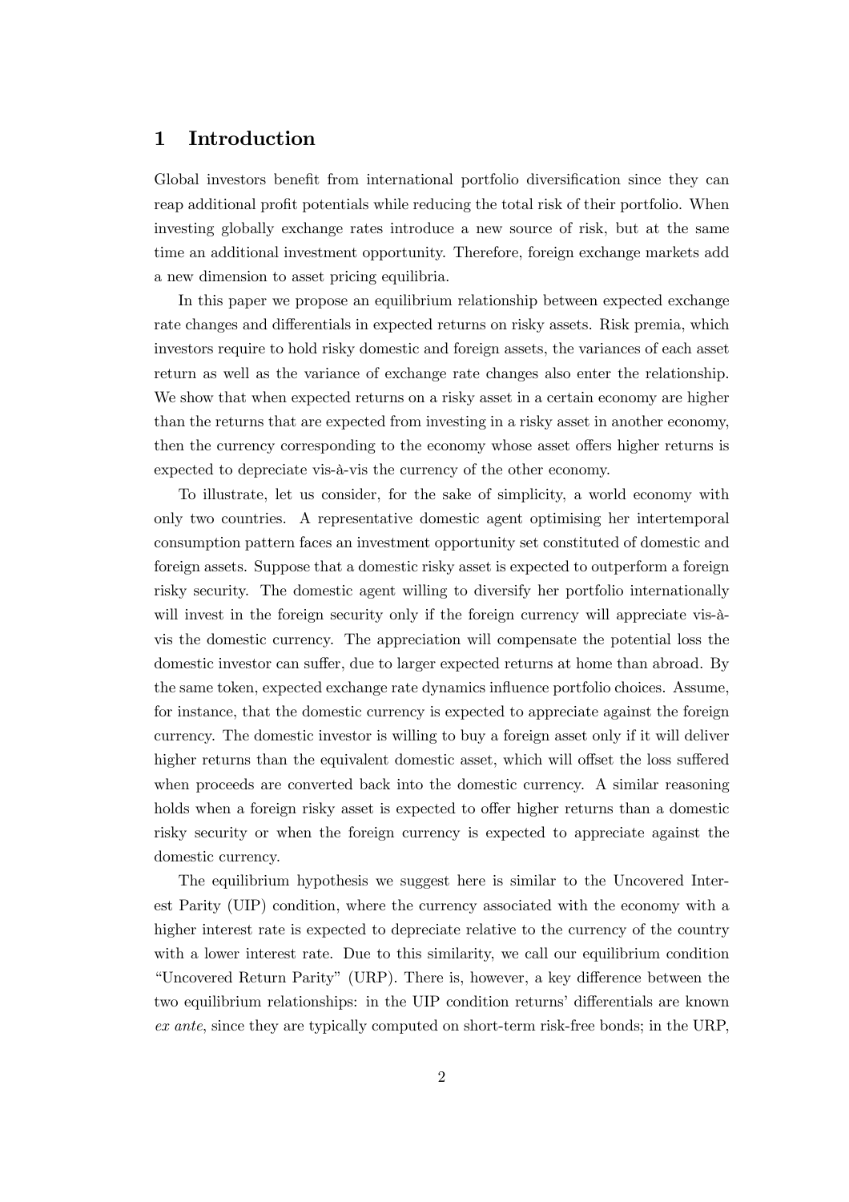# 1 Introduction

Global investors benefit from international portfolio diversification since they can reap additional profit potentials while reducing the total risk of their portfolio. When investing globally exchange rates introduce a new source of risk, but at the same time an additional investment opportunity. Therefore, foreign exchange markets add a new dimension to asset pricing equilibria.

In this paper we propose an equilibrium relationship between expected exchange rate changes and differentials in expected returns on risky assets. Risk premia, which investors require to hold risky domestic and foreign assets, the variances of each asset return as well as the variance of exchange rate changes also enter the relationship. We show that when expected returns on a risky asset in a certain economy are higher than the returns that are expected from investing in a risky asset in another economy, then the currency corresponding to the economy whose asset offers higher returns is expected to depreciate vis-à-vis the currency of the other economy.

To illustrate, let us consider, for the sake of simplicity, a world economy with only two countries. A representative domestic agent optimising her intertemporal consumption pattern faces an investment opportunity set constituted of domestic and foreign assets. Suppose that a domestic risky asset is expected to outperform a foreign risky security. The domestic agent willing to diversify her portfolio internationally will invest in the foreign security only if the foreign currency will appreciate vis-à-vis the domestic currency. The appreciation will compensate the potential loss the domestic investor can suffer, due to larger expected returns at home than abroad. By the same token, expected exchange rate dynamics influence portfolio choices. Assume, for instance, that the domestic currency is expected to appreciate against the foreign currency. The domestic investor is willing to buy a foreign asset only if it will deliver higher returns than the equivalent domestic asset, which will offset the loss suffered when proceeds are converted back into the domestic currency. A similar reasoning holds when a foreign risky asset is expected to offer higher returns than a domestic risky security or when the foreign currency is expected to appreciate against the domestic currency.

The equilibrium hypothesis we suggest here is similar to the Uncovered Interest Parity (UIP) condition, where the currency associated with the economy with a higher interest rate is expected to depreciate relative to the currency of the country with a lower interest rate. Due to this similarity, we call our equilibrium condition "Uncovered Return Parity" (URP). There is, however, a key difference between the two equilibrium relationships: in the UIP condition returns' differentials are known *ex ante*, since they are typically computed on short-term risk-free bonds; in the URP,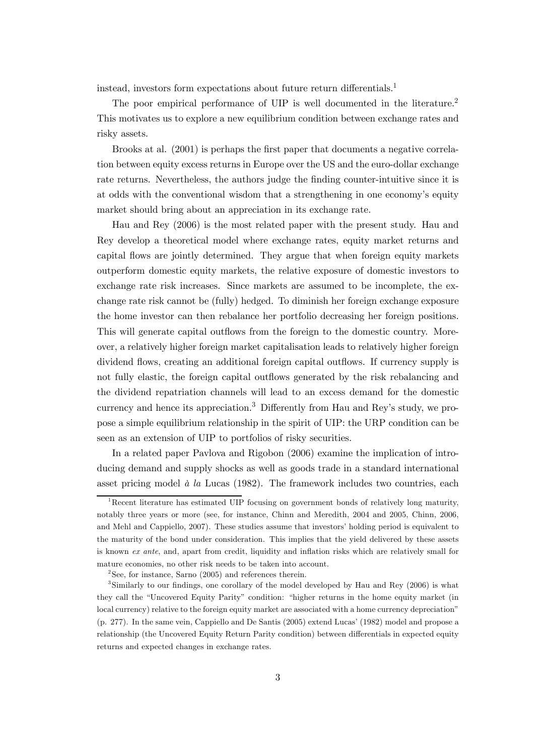instead, investors form expectations about future return differentials.[1]

The poor empirical performance of UIP is well documented in the literature.[2] This motivates us to explore a new equilibrium condition between exchange rates and risky assets.

Brooks at al. (2001) is perhaps the first paper that documents a negative correlation between equity excess returns in Europe over the US and the euro-dollar exchange rate returns. Nevertheless, the authors judge the finding counter-intuitive since it is at odds with the conventional wisdom that a strengthening in one economy's equity market should bring about an appreciation in its exchange rate.

Hau and Rey (2006) is the most related paper with the present study. Hau and Rey develop a theoretical model where exchange rates, equity market returns and capital flows are jointly determined. They argue that when foreign equity markets outperform domestic equity markets, the relative exposure of domestic investors to exchange rate risk increases. Since markets are assumed to be incomplete, the exchange rate risk cannot be (fully) hedged. To diminish her foreign exchange exposure the home investor can then rebalance her portfolio decreasing her foreign positions. This will generate capital outflows from the foreign to the domestic country. Moreover, a relatively higher foreign market capitalisation leads to relatively higher foreign dividend flows, creating an additional foreign capital outflows. If currency supply is not fully elastic, the foreign capital outflows generated by the risk rebalancing and the dividend repatriation channels will lead to an excess demand for the domestic currency and hence its appreciation.[3] Differently from Hau and Rey's study, we propose a simple equilibrium relationship in the spirit of UIP: the URP condition can be seen as an extension of UIP to portfolios of risky securities.

In a related paper Pavlova and Rigobon (2006) examine the implication of introducing demand and supply shocks as well as goods trade in a standard international asset pricing model *à la* Lucas (1982). The framework includes two countries, each

[1] Recent literature has estimated UIP focusing on government bonds of relatively long maturity, notably three years or more (see, for instance, Chinn and Meredith, 2004 and 2005, Chinn, 2006, and Mehl and Cappiello, 2007). These studies assume that investors' holding period is equivalent to the maturity of the bond under consideration. This implies that the yield delivered by these assets is known *ex ante*, and, apart from credit, liquidity and inflation risks which are relatively small for mature economies, no other risk needs to be taken into account.

[2] See, for instance, Sarno (2005) and references therein.

[3] Similarly to our findings, one corollary of the model developed by Hau and Rey (2006) is what they call the "Uncovered Equity Parity" condition: "higher returns in the home equity market (in local currency) relative to the foreign equity market are associated with a home currency depreciation" (p. 277). In the same vein, Cappiello and De Santis (2005) extend Lucas' (1982) model and propose a relationship (the Uncovered Equity Return Parity condition) between differentials in expected equity returns and expected changes in exchange rates.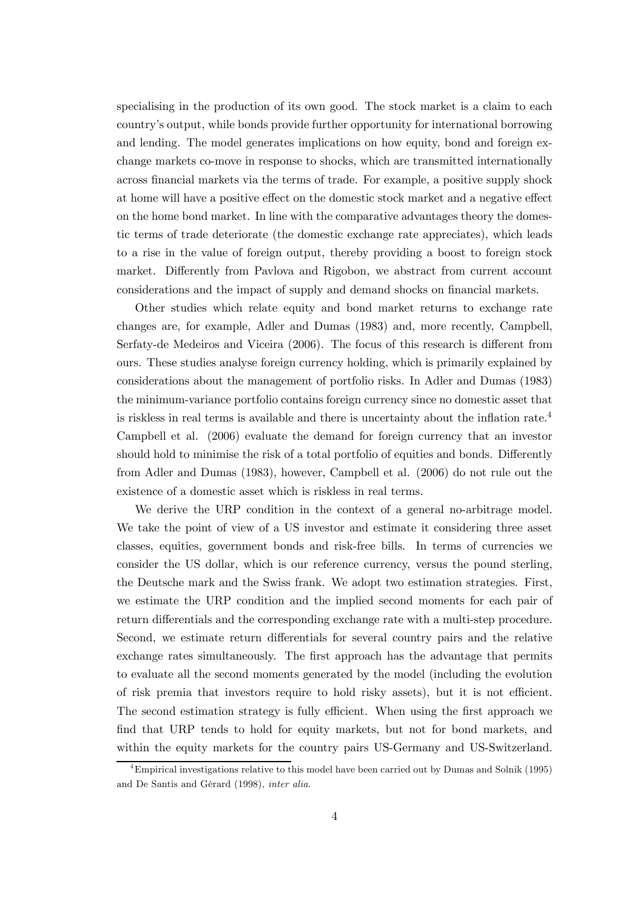specialising in the production of its own good. The stock market is a claim to each country's output, while bonds provide further opportunity for international borrowing and lending. The model generates implications on how equity, bond and foreign exchange markets co-move in response to shocks, which are transmitted internationally across financial markets via the terms of trade. For example, a positive supply shock at home will have a positive effect on the domestic stock market and a negative effect on the home bond market. In line with the comparative advantages theory the domestic terms of trade deteriorate (the domestic exchange rate appreciates), which leads to a rise in the value of foreign output, thereby providing a boost to foreign stock market. Differently from Pavlova and Rigobon, we abstract from current account considerations and the impact of supply and demand shocks on financial markets.

Other studies which relate equity and bond market returns to exchange rate changes are, for example, Adler and Dumas (1983) and, more recently, Campbell, Serfaty-de Medeiros and Viceira (2006). The focus of this research is different from ours. These studies analyse foreign currency holding, which is primarily explained by considerations about the management of portfolio risks. In Adler and Dumas (1983) the minimum-variance portfolio contains foreign currency since no domestic asset that is riskless in real terms is available and there is uncertainty about the inflation rate.[4] Campbell et al. (2006) evaluate the demand for foreign currency that an investor should hold to minimise the risk of a total portfolio of equities and bonds. Differently from Adler and Dumas (1983), however, Campbell et al. (2006) do not rule out the existence of a domestic asset which is riskless in real terms.

We derive the URP condition in the context of a general no-arbitrage model. We take the point of view of a US investor and estimate it considering three asset classes, equities, government bonds and risk-free bills. In terms of currencies we consider the US dollar, which is our reference currency, versus the pound sterling, the Deutsche mark and the Swiss frank. We adopt two estimation strategies. First, we estimate the URP condition and the implied second moments for each pair of return differentials and the corresponding exchange rate with a multi-step procedure. Second, we estimate return differentials for several country pairs and the relative exchange rates simultaneously. The first approach has the advantage that permits to evaluate all the second moments generated by the model (including the evolution of risk premia that investors require to hold risky assets), but it is not efficient. The second estimation strategy is fully efficient. When using the first approach we find that URP tends to hold for equity markets, but not for bond markets, and within the equity markets for the country pairs US-Germany and US-Switzerland.

[4] Empirical investigations relative to this model have been carried out by Dumas and Solnik (1995) and De Santis and Gérard (1998), *inter alia*.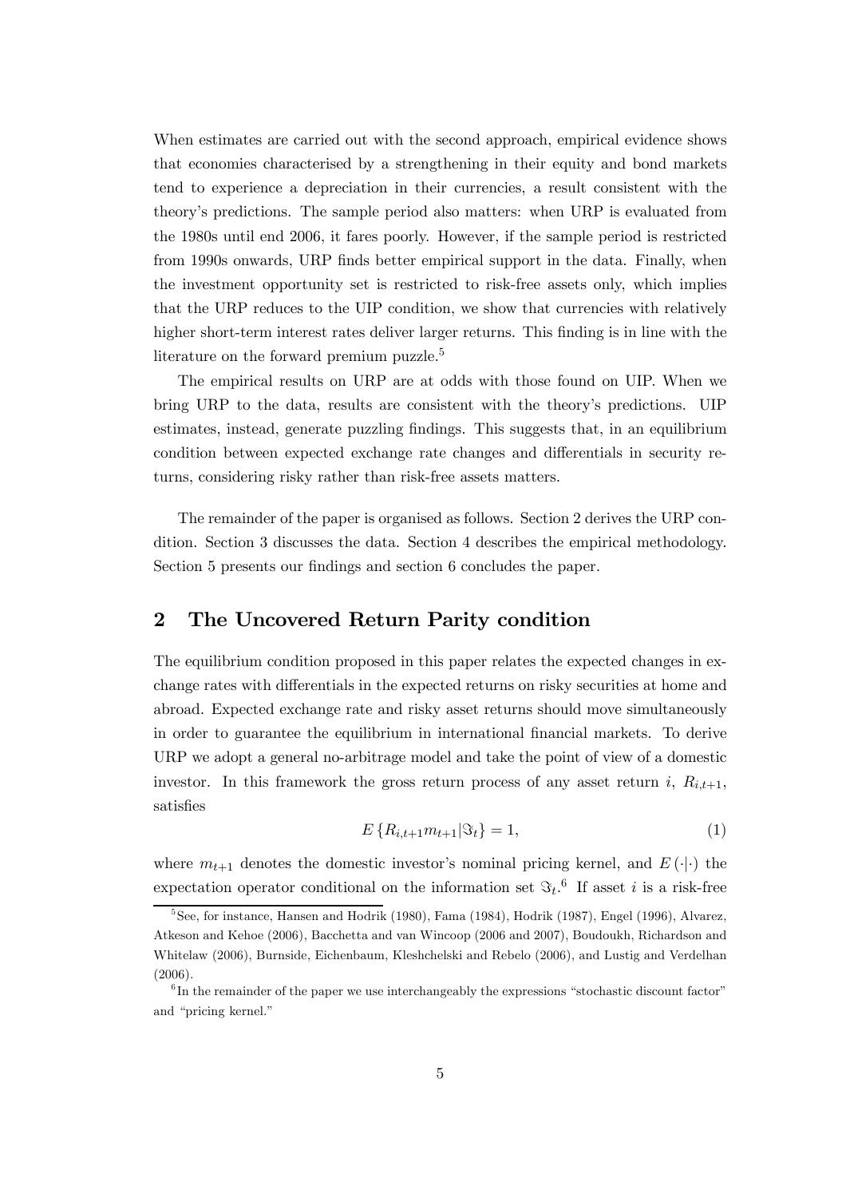When estimates are carried out with the second approach, empirical evidence shows that economies characterised by a strengthening in their equity and bond markets tend to experience a depreciation in their currencies, a result consistent with the theory's predictions. The sample period also matters: when URP is evaluated from the 1980s until end 2006, it fares poorly. However, if the sample period is restricted from 1990s onwards, URP finds better empirical support in the data. Finally, when the investment opportunity set is restricted to risk-free assets only, which implies that the URP reduces to the UIP condition, we show that currencies with relatively higher short-term interest rates deliver larger returns. This finding is in line with the literature on the forward premium puzzle.[5]

The empirical results on URP are at odds with those found on UIP. When we bring URP to the data, results are consistent with the theory's predictions. UIP estimates, instead, generate puzzling findings. This suggests that, in an equilibrium condition between expected exchange rate changes and differentials in security returns, considering risky rather than risk-free assets matters.

The remainder of the paper is organised as follows. Section 2 derives the URP condition. Section 3 discusses the data. Section 4 describes the empirical methodology. Section 5 presents our findings and section 6 concludes the paper.

## 2 The Uncovered Return Parity condition

The equilibrium condition proposed in this paper relates the expected changes in exchange rates with differentials in the expected returns on risky securities at home and abroad. Expected exchange rate and risky asset returns should move simultaneously in order to guarantee the equilibrium in international financial markets. To derive URP we adopt a general no-arbitrage model and take the point of view of a domestic investor. In this framework the gross return process of any asset return $i$, $R_{i,t+1}$, satisfies

$$E\left\{R_{i,t+1}m_{t+1}|\Im_t\right\} = 1, \tag{1}$$

where $m_{t+1}$ denotes the domestic investor's nominal pricing kernel, and $E(\cdot|\cdot)$ the expectation operator conditional on the information set $\Im_t$.[6] If asset $i$ is a risk-free

[5] See, for instance, Hansen and Hodrik (1980), Fama (1984), Hodrik (1987), Engel (1996), Alvarez, Atkeson and Kehoe (2006), Bacchetta and van Wincoop (2006 and 2007), Boudoukh, Richardson and Whitelaw (2006), Burnside, Eichenbaum, Kleshchelski and Rebelo (2006), and Lustig and Verdelhan (2006).

[6] In the remainder of the paper we use interchangeably the expressions "stochastic discount factor" and "pricing kernel."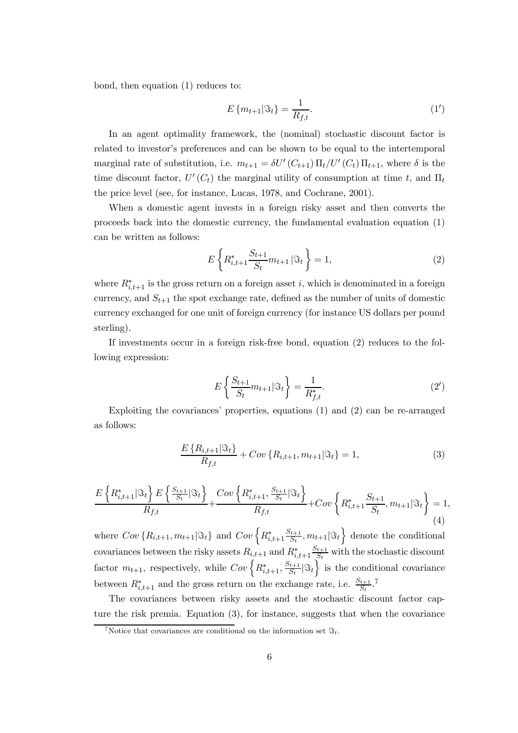bond, then equation (1) reduces to:

$$E\{m_{t+1}|\Im_t\} = \frac{1}{R_{f,t}}. \tag{1'}$$

In an agent optimality framework, the (nominal) stochastic discount factor is related to investor's preferences and can be shown to be equal to the intertemporal marginal rate of substitution, i.e. $m_{t+1} = \delta U'(C_{t+1})\Pi_t / U'(C_t)\Pi_{t+1}$, where $\delta$ is the time discount factor, $U'(C_t)$ the marginal utility of consumption at time $t$, and $\Pi_t$ the price level (see, for instance, Lucas, 1978, and Cochrane, 2001).

When a domestic agent invests in a foreign risky asset and then converts the proceeds back into the domestic currency, the fundamental evaluation equation (1) can be written as follows:

$$E\left\{R^*_{i,t+1}\frac{S_{t+1}}{S_t}m_{t+1}|\Im_t\right\} = 1, \tag{2}$$

where $R^*_{i,t+1}$ is the gross return on a foreign asset $i$, which is denominated in a foreign currency, and $S_{t+1}$ the spot exchange rate, defined as the number of units of domestic currency exchanged for one unit of foreign currency (for instance US dollars per pound sterling).

If investments occur in a foreign risk-free bond, equation (2) reduces to the following expression:

$$E\left\{\frac{S_{t+1}}{S_t}m_{t+1}|\Im_t\right\} = \frac{1}{R^*_{f,t}}. \tag{2'}$$

Exploiting the covariances' properties, equations (1) and (2) can be re-arranged as follows:

$$\frac{E\{R_{i,t+1}|\Im_t\}}{R_{f,t}} + Cov\{R_{i,t+1}, m_{t+1}|\Im_t\} = 1, \tag{3}$$

$$\frac{E\left\{R^*_{i,t+1}|\Im_t\right\}E\left\{\frac{S_{t+1}}{S_t}|\Im_t\right\}}{R_{f,t}} + \frac{Cov\left\{R^*_{i,t+1}, \frac{S_{t+1}}{S_t}|\Im_t\right\}}{R_{f,t}} + Cov\left\{R^*_{i,t+1}\frac{S_{t+1}}{S_t}, m_{t+1}|\Im_t\right\} = 1, \tag{4}$$

where $Cov\{R_{i,t+1}, m_{t+1}|\Im_t\}$ and $Cov\left\{R^*_{i,t+1}\frac{S_{t+1}}{S_t}, m_{t+1}|\Im_t\right\}$ denote the conditional covariances between the risky assets $R_{i,t+1}$ and $R^*_{i,t+1}\frac{S_{t+1}}{S_t}$ with the stochastic discount factor $m_{t+1}$, respectively, while $Cov\left\{R^*_{i,t+1}, \frac{S_{t+1}}{S_t}|\Im_t\right\}$ is the conditional covariance between $R^*_{i,t+1}$ and the gross return on the exchange rate, i.e. $\frac{S_{t+1}}{S_t}$.[7]

The covariances between risky assets and the stochastic discount factor capture the risk premia. Equation (3), for instance, suggests that when the covariance

[7] Notice that covariances are conditional on the information set $\Im_t$.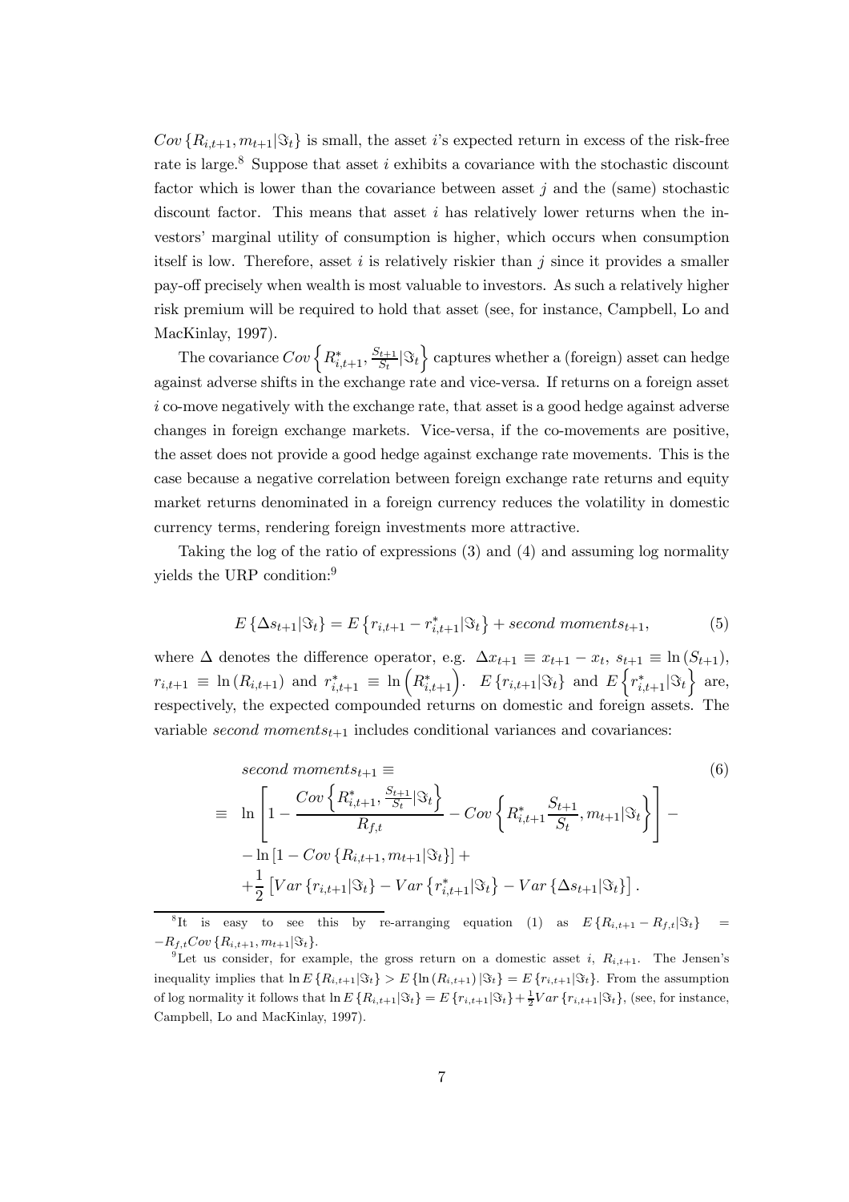$Cov\left\{R_{i,t+1}, m_{t+1}|\Im_t\right\}$ is small, the asset $i$'s expected return in excess of the risk-free rate is large.[8] Suppose that asset $i$ exhibits a covariance with the stochastic discount factor which is lower than the covariance between asset $j$ and the (same) stochastic discount factor. This means that asset $i$ has relatively lower returns when the investors' marginal utility of consumption is higher, which occurs when consumption itself is low. Therefore, asset $i$ is relatively riskier than $j$ since it provides a smaller pay-off precisely when wealth is most valuable to investors. As such a relatively higher risk premium will be required to hold that asset (see, for instance, Campbell, Lo and MacKinlay, 1997).

The covariance $Cov\left\{R^*_{i,t+1}, \frac{S_{t+1}}{S_t}|\Im_t\right\}$ captures whether a (foreign) asset can hedge against adverse shifts in the exchange rate and vice-versa. If returns on a foreign asset $i$ co-move negatively with the exchange rate, that asset is a good hedge against adverse changes in foreign exchange markets. Vice-versa, if the co-movements are positive, the asset does not provide a good hedge against exchange rate movements. This is the case because a negative correlation between foreign exchange rate returns and equity market returns denominated in a foreign currency reduces the volatility in domestic currency terms, rendering foreign investments more attractive.

Taking the log of the ratio of expressions (3) and (4) and assuming log normality yields the URP condition:[9]

$$E\left\{\Delta s_{t+1}|\Im_t\right\} = E\left\{r_{i,t+1} - r^*_{i,t+1}|\Im_t\right\} + \textit{second moments}_{t+1}, \tag{5}$$

where $\Delta$ denotes the difference operator, e.g. $\Delta x_{t+1} \equiv x_{t+1} - x_t$, $s_{t+1} \equiv \ln\left(S_{t+1}\right)$, $r_{i,t+1} \equiv \ln\left(R_{i,t+1}\right)$ and $r^*_{i,t+1} \equiv \ln\left(R^*_{i,t+1}\right)$. $E\left\{r_{i,t+1}|\Im_t\right\}$ and $E\left\{r^*_{i,t+1}|\Im_t\right\}$ are, respectively, the expected compounded returns on domestic and foreign assets. The variable *second moments*$_{t+1}$ includes conditional variances and covariances:

$$\begin{aligned} &\textit{second moments}_{t+1} \equiv \\ \equiv\ & \ln\left[1 - \frac{Cov\left\{R^*_{i,t+1}, \frac{S_{t+1}}{S_t}|\Im_t\right\}}{R_{f,t}} - Cov\left\{R^*_{i,t+1}\frac{S_{t+1}}{S_t}, m_{t+1}|\Im_t\right\}\right] - \\ & -\ln\left[1 - Cov\left\{R_{i,t+1}, m_{t+1}|\Im_t\right\}\right] + \\ & +\frac{1}{2}\left[Var\left\{r_{i,t+1}|\Im_t\right\} - Var\left\{r^*_{i,t+1}|\Im_t\right\} - Var\left\{\Delta s_{t+1}|\Im_t\right\}\right]. \end{aligned} \tag{6}$$

[8] It is easy to see this by re-arranging equation (1) as $E\left\{R_{i,t+1} - R_{f,t}|\Im_t\right\} = -R_{f,t}Cov\left\{R_{i,t+1}, m_{t+1}|\Im_t\right\}$.

[9] Let us consider, for example, the gross return on a domestic asset $i$, $R_{i,t+1}$. The Jensen's inequality implies that $\ln E\left\{R_{i,t+1}|\Im_t\right\} > E\left\{\ln\left(R_{i,t+1}\right)|\Im_t\right\} = E\left\{r_{i,t+1}|\Im_t\right\}$. From the assumption of log normality it follows that $\ln E\left\{R_{i,t+1}|\Im_t\right\} = E\left\{r_{i,t+1}|\Im_t\right\} + \frac{1}{2}Var\left\{r_{i,t+1}|\Im_t\right\}$, (see, for instance, Campbell, Lo and MacKinlay, 1997).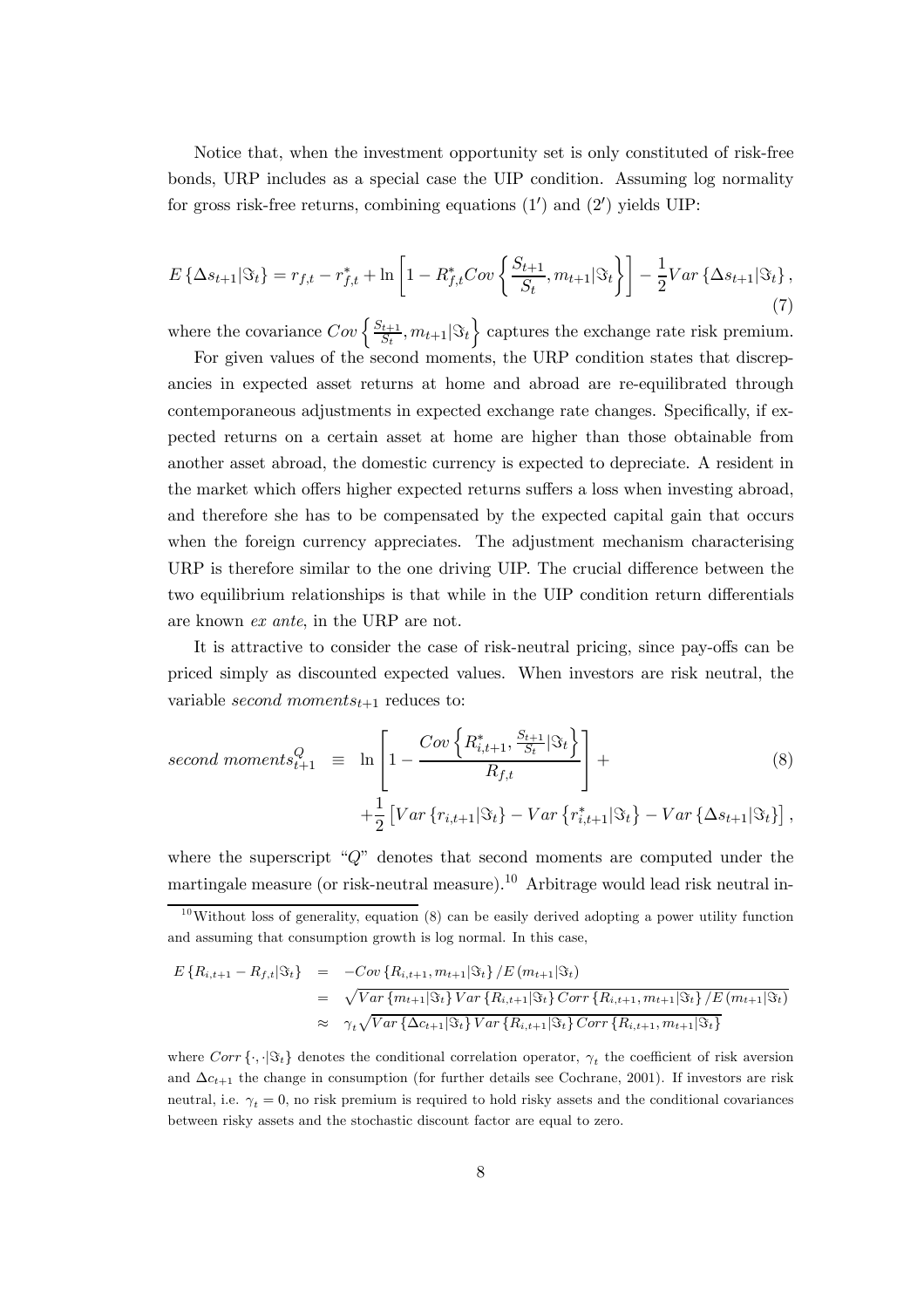Notice that, when the investment opportunity set is only constituted of risk-free bonds, URP includes as a special case the UIP condition. Assuming log normality for gross risk-free returns, combining equations (1′) and (2′) yields UIP:

$$E\left\{\Delta s_{t+1}|\Im_t\right\} = r_{f,t} - r_{f,t}^{*} + \ln\left[1 - R_{f,t}^{*}Cov\left\{\frac{S_{t+1}}{S_t}, m_{t+1}|\Im_t\right\}\right] - \frac{1}{2}Var\left\{\Delta s_{t+1}|\Im_t\right\}, \tag{7}$$

where the covariance $Cov\left\{\frac{S_{t+1}}{S_t}, m_{t+1}|\Im_t\right\}$ captures the exchange rate risk premium.

For given values of the second moments, the URP condition states that discrepancies in expected asset returns at home and abroad are re-equilibrated through contemporaneous adjustments in expected exchange rate changes. Specifically, if expected returns on a certain asset at home are higher than those obtainable from another asset abroad, the domestic currency is expected to depreciate. A resident in the market which offers higher expected returns suffers a loss when investing abroad, and therefore she has to be compensated by the expected capital gain that occurs when the foreign currency appreciates. The adjustment mechanism characterising URP is therefore similar to the one driving UIP. The crucial difference between the two equilibrium relationships is that while in the UIP condition return differentials are known *ex ante*, in the URP are not.

It is attractive to consider the case of risk-neutral pricing, since pay-offs can be priced simply as discounted expected values. When investors are risk neutral, the variable *second moments*$_{t+1}$ reduces to:

$$\begin{aligned} second\ moments_{t+1}^{Q} \equiv\ & \ln\left[1 - \frac{Cov\left\{R_{i,t+1}^{*}, \frac{S_{t+1}}{S_t}|\Im_t\right\}}{R_{f,t}}\right] + \\ & + \frac{1}{2}\left[Var\left\{r_{i,t+1}|\Im_t\right\} - Var\left\{r_{i,t+1}^{*}|\Im_t\right\} - Var\left\{\Delta s_{t+1}|\Im_t\right\}\right], \end{aligned} \tag{8}$$

where the superscript "$Q$" denotes that second moments are computed under the martingale measure (or risk-neutral measure).[10] Arbitrage would lead risk neutral in-

[10] Without loss of generality, equation (8) can be easily derived adopting a power utility function and assuming that consumption growth is log normal. In this case,

$$\begin{aligned} E\left\{R_{i,t+1} - R_{f,t}|\Im_t\right\} &= -Cov\left\{R_{i,t+1}, m_{t+1}|\Im_t\right\}/E\left(m_{t+1}|\Im_t\right) \\ &= \sqrt{Var\left\{m_{t+1}|\Im_t\right\}Var\left\{R_{i,t+1}|\Im_t\right\}Corr\left\{R_{i,t+1}, m_{t+1}|\Im_t\right\}/E\left(m_{t+1}|\Im_t\right)} \\ &\approx \gamma_t\sqrt{Var\left\{\Delta c_{t+1}|\Im_t\right\}Var\left\{R_{i,t+1}|\Im_t\right\}Corr\left\{R_{i,t+1}, m_{t+1}|\Im_t\right\}} \end{aligned}$$

where $Corr\left\{\cdot,\cdot|\Im_t\right\}$ denotes the conditional correlation operator, $\gamma_t$ the coefficient of risk aversion and $\Delta c_{t+1}$ the change in consumption (for further details see Cochrane, 2001). If investors are risk neutral, i.e. $\gamma_t = 0$, no risk premium is required to hold risky assets and the conditional covariances between risky assets and the stochastic discount factor are equal to zero.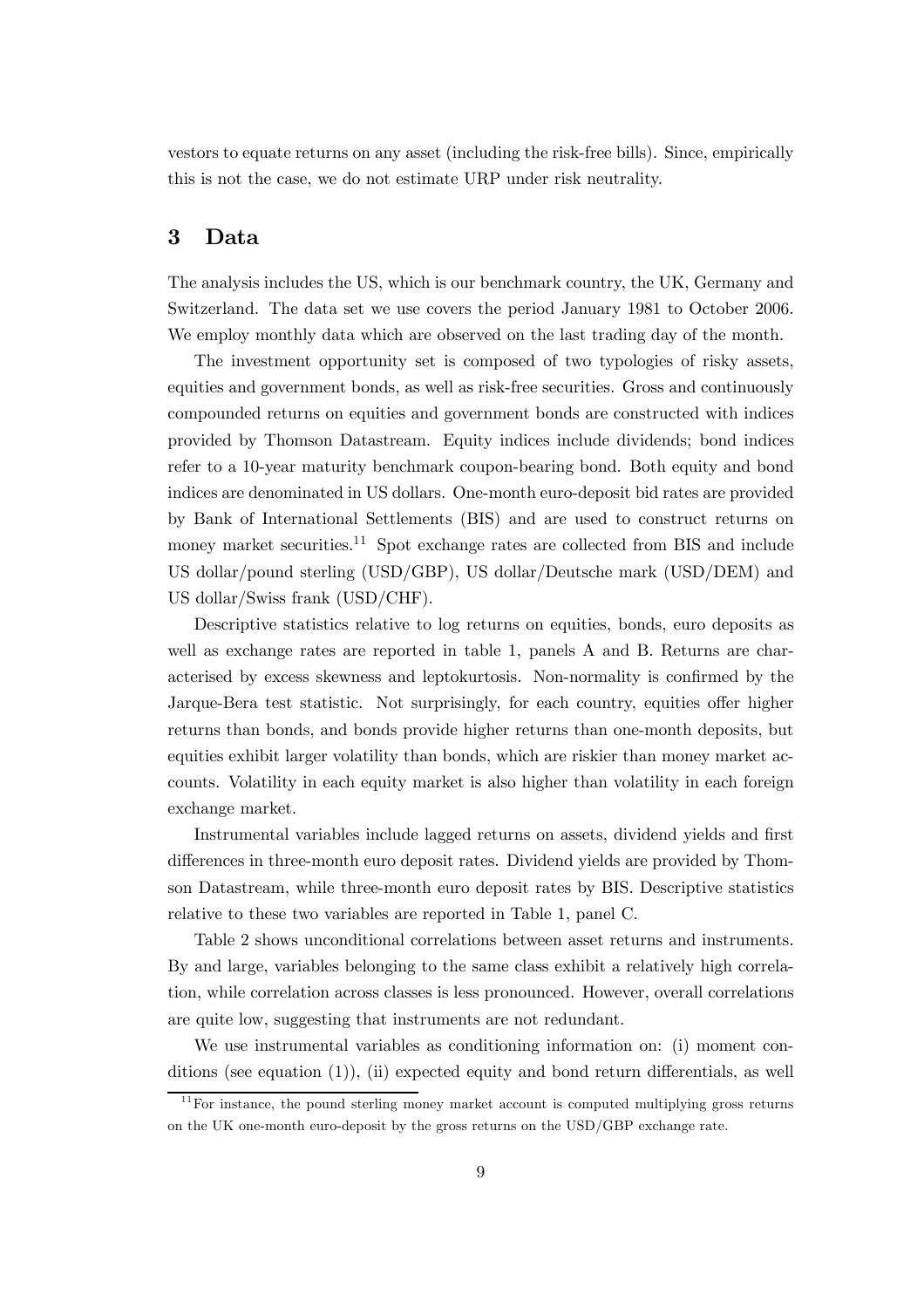vestors to equate returns on any asset (including the risk-free bills). Since, empirically this is not the case, we do not estimate URP under risk neutrality.

## 3 Data

The analysis includes the US, which is our benchmark country, the UK, Germany and Switzerland. The data set we use covers the period January 1981 to October 2006. We employ monthly data which are observed on the last trading day of the month.

The investment opportunity set is composed of two typologies of risky assets, equities and government bonds, as well as risk-free securities. Gross and continuously compounded returns on equities and government bonds are constructed with indices provided by Thomson Datastream. Equity indices include dividends; bond indices refer to a 10-year maturity benchmark coupon-bearing bond. Both equity and bond indices are denominated in US dollars. One-month euro-deposit bid rates are provided by Bank of International Settlements (BIS) and are used to construct returns on money market securities.[11] Spot exchange rates are collected from BIS and include US dollar/pound sterling (USD/GBP), US dollar/Deutsche mark (USD/DEM) and US dollar/Swiss frank (USD/CHF).

Descriptive statistics relative to log returns on equities, bonds, euro deposits as well as exchange rates are reported in table 1, panels A and B. Returns are characterised by excess skewness and leptokurtosis. Non-normality is confirmed by the Jarque-Bera test statistic. Not surprisingly, for each country, equities offer higher returns than bonds, and bonds provide higher returns than one-month deposits, but equities exhibit larger volatility than bonds, which are riskier than money market accounts. Volatility in each equity market is also higher than volatility in each foreign exchange market.

Instrumental variables include lagged returns on assets, dividend yields and first differences in three-month euro deposit rates. Dividend yields are provided by Thomson Datastream, while three-month euro deposit rates by BIS. Descriptive statistics relative to these two variables are reported in Table 1, panel C.

Table 2 shows unconditional correlations between asset returns and instruments. By and large, variables belonging to the same class exhibit a relatively high correlation, while correlation across classes is less pronounced. However, overall correlations are quite low, suggesting that instruments are not redundant.

We use instrumental variables as conditioning information on: (i) moment conditions (see equation (1)), (ii) expected equity and bond return differentials, as well

[11] For instance, the pound sterling money market account is computed multiplying gross returns on the UK one-month euro-deposit by the gross returns on the USD/GBP exchange rate.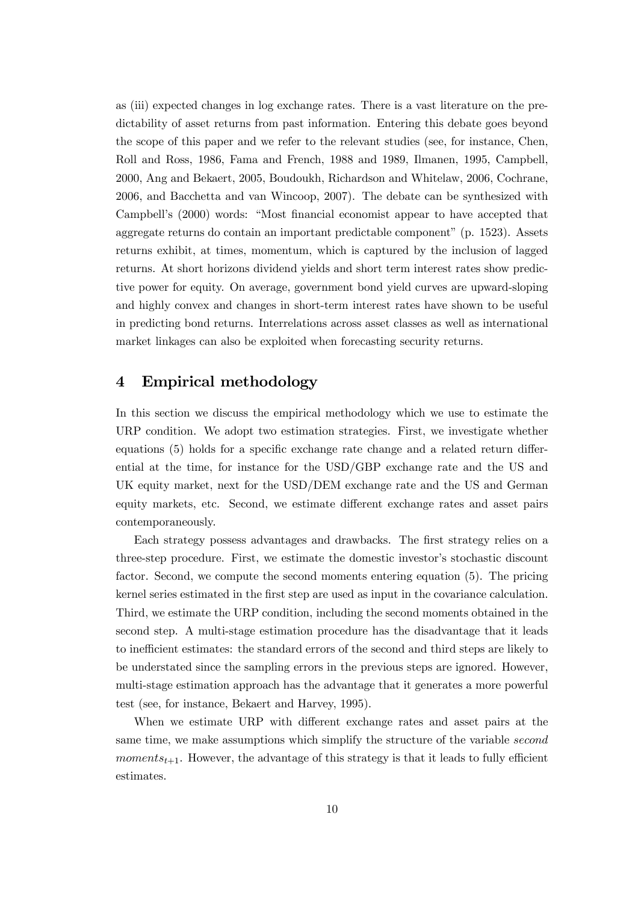as (iii) expected changes in log exchange rates. There is a vast literature on the predictability of asset returns from past information. Entering this debate goes beyond the scope of this paper and we refer to the relevant studies (see, for instance, Chen, Roll and Ross, 1986, Fama and French, 1988 and 1989, Ilmanen, 1995, Campbell, 2000, Ang and Bekaert, 2005, Boudoukh, Richardson and Whitelaw, 2006, Cochrane, 2006, and Bacchetta and van Wincoop, 2007). The debate can be synthesized with Campbell's (2000) words: "Most financial economist appear to have accepted that aggregate returns do contain an important predictable component" (p. 1523). Assets returns exhibit, at times, momentum, which is captured by the inclusion of lagged returns. At short horizons dividend yields and short term interest rates show predictive power for equity. On average, government bond yield curves are upward-sloping and highly convex and changes in short-term interest rates have shown to be useful in predicting bond returns. Interrelations across asset classes as well as international market linkages can also be exploited when forecasting security returns.

## 4 Empirical methodology

In this section we discuss the empirical methodology which we use to estimate the URP condition. We adopt two estimation strategies. First, we investigate whether equations (5) holds for a specific exchange rate change and a related return differential at the time, for instance for the USD/GBP exchange rate and the US and UK equity market, next for the USD/DEM exchange rate and the US and German equity markets, etc. Second, we estimate different exchange rates and asset pairs contemporaneously.

Each strategy possess advantages and drawbacks. The first strategy relies on a three-step procedure. First, we estimate the domestic investor's stochastic discount factor. Second, we compute the second moments entering equation (5). The pricing kernel series estimated in the first step are used as input in the covariance calculation. Third, we estimate the URP condition, including the second moments obtained in the second step. A multi-stage estimation procedure has the disadvantage that it leads to inefficient estimates: the standard errors of the second and third steps are likely to be understated since the sampling errors in the previous steps are ignored. However, multi-stage estimation approach has the advantage that it generates a more powerful test (see, for instance, Bekaert and Harvey, 1995).

When we estimate URP with different exchange rates and asset pairs at the same time, we make assumptions which simplify the structure of the variable $\textit{second moments}_{t+1}$. However, the advantage of this strategy is that it leads to fully efficient estimates.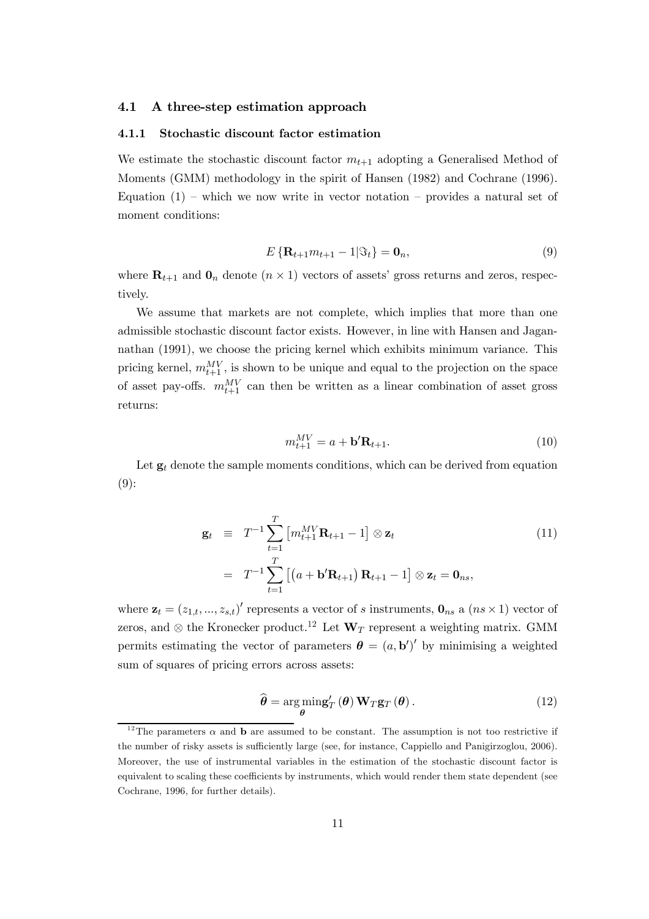### 4.1 A three-step estimation approach

#### 4.1.1 Stochastic discount factor estimation

We estimate the stochastic discount factor $m_{t+1}$ adopting a Generalised Method of Moments (GMM) methodology in the spirit of Hansen (1982) and Cochrane (1996). Equation (1) – which we now write in vector notation – provides a natural set of moment conditions:

$$E\left\{\mathbf{R}_{t+1}m_{t+1} - 1|\Im_t\right\} = \mathbf{0}_n, \tag{9}$$

where $\mathbf{R}_{t+1}$ and $\mathbf{0}_n$ denote $(n \times 1)$ vectors of assets' gross returns and zeros, respectively.

We assume that markets are not complete, which implies that more than one admissible stochastic discount factor exists. However, in line with Hansen and Jagannathan (1991), we choose the pricing kernel which exhibits minimum variance. This pricing kernel, $m_{t+1}^{MV}$, is shown to be unique and equal to the projection on the space of asset pay-offs. $m_{t+1}^{MV}$ can then be written as a linear combination of asset gross returns:

$$m_{t+1}^{MV} = a + \mathbf{b}'\mathbf{R}_{t+1}. \tag{10}$$

Let $\mathbf{g}_t$ denote the sample moments conditions, which can be derived from equation (9):

$$\begin{aligned}
\mathbf{g}_t &\equiv T^{-1}\sum_{t=1}^{T}\left[m_{t+1}^{MV}\mathbf{R}_{t+1} - 1\right] \otimes \mathbf{z}_t \\
&= T^{-1}\sum_{t=1}^{T}\left[\left(a + \mathbf{b}'\mathbf{R}_{t+1}\right)\mathbf{R}_{t+1} - 1\right] \otimes \mathbf{z}_t = \mathbf{0}_{ns},
\end{aligned} \tag{11}$$

where $\mathbf{z}_t = (z_{1,t}, ..., z_{s,t})'$ represents a vector of $s$ instruments, $\mathbf{0}_{ns}$ a $(ns \times 1)$ vector of zeros, and $\otimes$ the Kronecker product.[12] Let $\mathbf{W}_T$ represent a weighting matrix. GMM permits estimating the vector of parameters $\boldsymbol{\theta} = (a, \mathbf{b}')'$ by minimising a weighted sum of squares of pricing errors across assets:

$$\widehat{\boldsymbol{\theta}} = \arg\min_{\boldsymbol{\theta}} \mathbf{g}_T'\left(\boldsymbol{\theta}\right)\mathbf{W}_T\mathbf{g}_T\left(\boldsymbol{\theta}\right). \tag{12}$$

[12] The parameters $\alpha$ and $\mathbf{b}$ are assumed to be constant. The assumption is not too restrictive if the number of risky assets is sufficiently large (see, for instance, Cappiello and Panigirzoglou, 2006). Moreover, the use of instrumental variables in the estimation of the stochastic discount factor is equivalent to scaling these coefficients by instruments, which would render them state dependent (see Cochrane, 1996, for further details).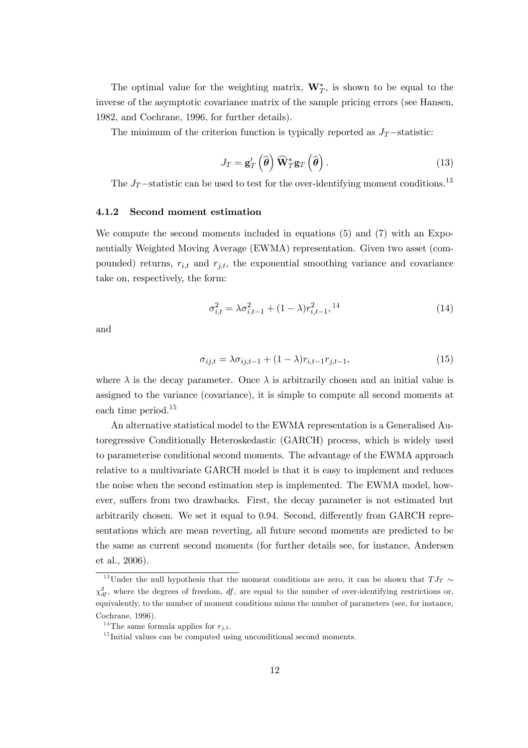The optimal value for the weighting matrix, $\mathbf{W}_T^*$, is shown to be equal to the inverse of the asymptotic covariance matrix of the sample pricing errors (see Hansen, 1982, and Cochrane, 1996, for further details).

The minimum of the criterion function is typically reported as $J_T-$statistic:

$$J_T = \mathbf{g}_T' \left(\widehat{\boldsymbol{\theta}}\right) \widehat{\mathbf{W}}_T^* \mathbf{g}_T \left(\widehat{\boldsymbol{\theta}}\right). \tag{13}$$

The $J_T-$statistic can be used to test for the over-identifying moment conditions.[13]

### 4.1.2 Second moment estimation

We compute the second moments included in equations (5) and (7) with an Exponentially Weighted Moving Average (EWMA) representation. Given two asset (compounded) returns, $r_{i,t}$ and $r_{j,t}$, the exponential smoothing variance and covariance take on, respectively, the form:

$$\sigma_{i,t}^2 = \lambda \sigma_{i,t-1}^2 + (1-\lambda) r_{i,t-1}^2,\text{[14]} \tag{14}$$

and

$$\sigma_{ij,t} = \lambda \sigma_{ij,t-1} + (1-\lambda) r_{i,t-1} r_{j,t-1}, \tag{15}$$

where $\lambda$ is the decay parameter. Once $\lambda$ is arbitrarily chosen and an initial value is assigned to the variance (covariance), it is simple to compute all second moments at each time period.[15]

An alternative statistical model to the EWMA representation is a Generalised Autoregressive Conditionally Heteroskedastic (GARCH) process, which is widely used to parameterise conditional second moments. The advantage of the EWMA approach relative to a multivariate GARCH model is that it is easy to implement and reduces the noise when the second estimation step is implemented. The EWMA model, however, suffers from two drawbacks. First, the decay parameter is not estimated but arbitrarily chosen. We set it equal to 0.94. Second, differently from GARCH representations which are mean reverting, all future second moments are predicted to be the same as current second moments (for further details see, for instance, Andersen et al., 2006).

[13] Under the null hypothesis that the moment conditions are zero, it can be shown that $TJ_T \sim \chi^2_{df}$, where the degrees of freedom, $df$, are equal to the number of over-identifying restrictions or, equivalently, to the number of moment conditions minus the number of parameters (see, for instance, Cochrane, 1996).

[14] The same formula applies for $r_{j,t}$.

[15] Initial values can be computed using unconditional second moments.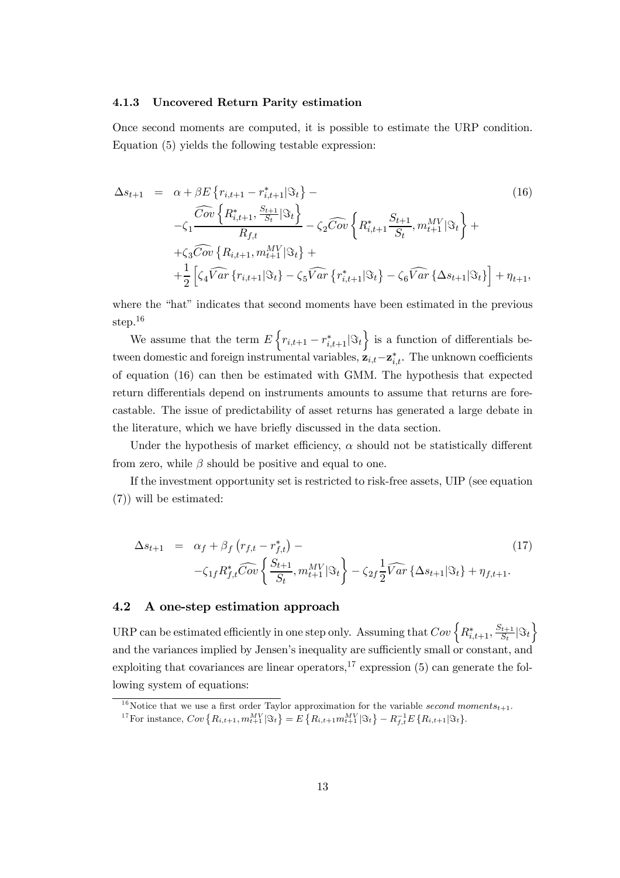### 4.1.3 Uncovered Return Parity estimation

Once second moments are computed, it is possible to estimate the URP condition. Equation (5) yields the following testable expression:

$$
\begin{aligned}
\Delta s_{t+1} &= \alpha + \beta E\left\{r_{i,t+1} - r^*_{i,t+1}|\Im_t\right\} - \\
&-\zeta_1 \frac{\widehat{Cov}\left\{R^*_{i,t+1}, \frac{S_{t+1}}{S_t}|\Im_t\right\}}{R_{f,t}} - \zeta_2 \widehat{Cov}\left\{R^*_{i,t+1}\frac{S_{t+1}}{S_t}, m^{MV}_{t+1}|\Im_t\right\} + \\
&+\zeta_3 \widehat{Cov}\left\{R_{i,t+1}, m^{MV}_{t+1}|\Im_t\right\} + \\
&+\frac{1}{2}\left[\zeta_4 \widehat{Var}\left\{r_{i,t+1}|\Im_t\right\} - \zeta_5 \widehat{Var}\left\{r^*_{i,t+1}|\Im_t\right\} - \zeta_6 \widehat{Var}\left\{\Delta s_{t+1}|\Im_t\right\}\right] + \eta_{t+1},
\end{aligned}
\tag{16}
$$

where the "hat" indicates that second moments have been estimated in the previous step.[16]

We assume that the term $E\left\{r_{i,t+1} - r^*_{i,t+1}|\Im_t\right\}$ is a function of differentials between domestic and foreign instrumental variables, $\mathbf{z}_{i,t} - \mathbf{z}^*_{i,t}$. The unknown coefficients of equation (16) can then be estimated with GMM. The hypothesis that expected return differentials depend on instruments amounts to assume that returns are forecastable. The issue of predictability of asset returns has generated a large debate in the literature, which we have briefly discussed in the data section.

Under the hypothesis of market efficiency, $\alpha$ should not be statistically different from zero, while $\beta$ should be positive and equal to one.

If the investment opportunity set is restricted to risk-free assets, UIP (see equation (7)) will be estimated:

$$
\begin{aligned}
\Delta s_{t+1} &= \alpha_f + \beta_f\left(r_{f,t} - r^*_{f,t}\right) - \\
&-\zeta_{1f} R^*_{f,t} \widehat{Cov}\left\{\frac{S_{t+1}}{S_t}, m^{MV}_{t+1}|\Im_t\right\} - \zeta_{2f}\frac{1}{2}\widehat{Var}\left\{\Delta s_{t+1}|\Im_t\right\} + \eta_{f,t+1}.
\end{aligned}
\tag{17}
$$

## 4.2 A one-step estimation approach

URP can be estimated efficiently in one step only. Assuming that $Cov\left\{R^*_{i,t+1}, \frac{S_{t+1}}{S_t}|\Im_t\right\}$ and the variances implied by Jensen's inequality are sufficiently small or constant, and exploiting that covariances are linear operators,[17] expression (5) can generate the following system of equations:

---

[16] Notice that we use a first order Taylor approximation for the variable *second moments*$_{t+1}$.

[17] For instance, $Cov\left\{R_{i,t+1}, m^{MV}_{t+1}|\Im_t\right\} = E\left\{R_{i,t+1}m^{MV}_{t+1}|\Im_t\right\} - R^{-1}_{f,t}E\left\{R_{i,t+1}|\Im_t\right\}$.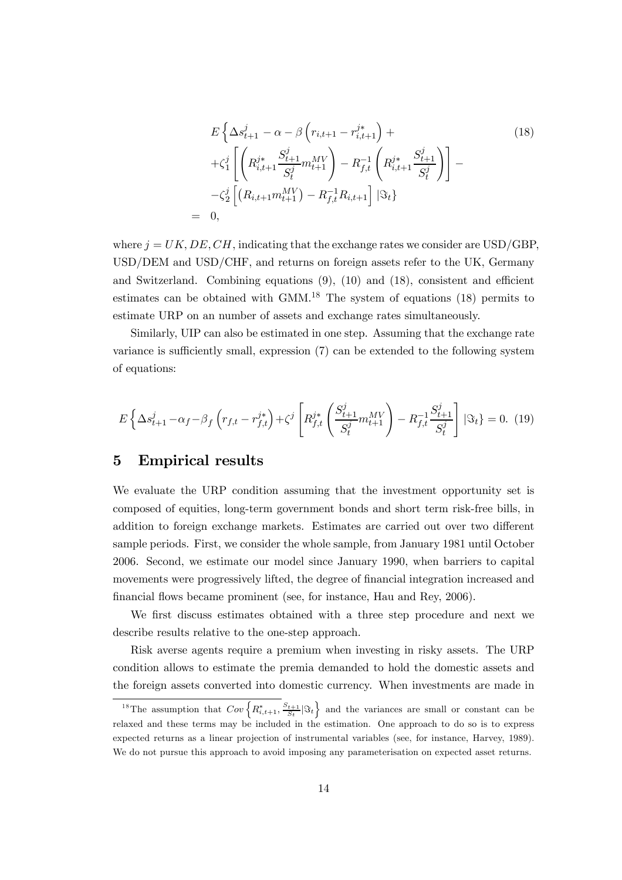$$
\begin{aligned}
& E\Big\{\Delta s_{t+1}^{j}-\alpha-\beta\left(r_{i,t+1}-r_{i,t+1}^{j*}\right)+ \\
& +\zeta_1^j\left[\left(R_{i,t+1}^{j*}\frac{S_{t+1}^j}{S_t^j}m_{t+1}^{MV}\right)-R_{f,t}^{-1}\left(R_{i,t+1}^{j*}\frac{S_{t+1}^j}{S_t^j}\right)\right]- \\
& -\zeta_2^j\left[\left(R_{i,t+1}m_{t+1}^{MV}\right)-R_{f,t}^{-1}R_{i,t+1}\right]|\Im_t\} \\
= & \ 0,
\end{aligned} \tag{18}
$$

where $j = UK, DE, CH$, indicating that the exchange rates we consider are USD/GBP, USD/DEM and USD/CHF, and returns on foreign assets refer to the UK, Germany and Switzerland. Combining equations (9), (10) and (18), consistent and efficient estimates can be obtained with GMM.[18] The system of equations (18) permits to estimate URP on an number of assets and exchange rates simultaneously.

Similarly, UIP can also be estimated in one step. Assuming that the exchange rate variance is sufficiently small, expression (7) can be extended to the following system of equations:

$$
E\Big\{\Delta s_{t+1}^{j}-\alpha_f-\beta_f\left(r_{f,t}-r_{f,t}^{j*}\right)+\zeta^j\left[R_{f,t}^{j*}\left(\frac{S_{t+1}^j}{S_t^j}m_{t+1}^{MV}\right)-R_{f,t}^{-1}\frac{S_{t+1}^j}{S_t^j}\right]|\Im_t\}=0. \tag{19}
$$

## 5 Empirical results

We evaluate the URP condition assuming that the investment opportunity set is composed of equities, long-term government bonds and short term risk-free bills, in addition to foreign exchange markets. Estimates are carried out over two different sample periods. First, we consider the whole sample, from January 1981 until October 2006. Second, we estimate our model since January 1990, when barriers to capital movements were progressively lifted, the degree of financial integration increased and financial flows became prominent (see, for instance, Hau and Rey, 2006).

We first discuss estimates obtained with a three step procedure and next we describe results relative to the one-step approach.

Risk averse agents require a premium when investing in risky assets. The URP condition allows to estimate the premia demanded to hold the domestic assets and the foreign assets converted into domestic currency. When investments are made in

[18] The assumption that $Cov\left\{R_{i,t+1}^{*}, \frac{S_{t+1}}{S_t}|\Im_t\right\}$ and the variances are small or constant can be relaxed and these terms may be included in the estimation. One approach to do so is to express expected returns as a linear projection of instrumental variables (see, for instance, Harvey, 1989). We do not pursue this approach to avoid imposing any parameterisation on expected asset returns.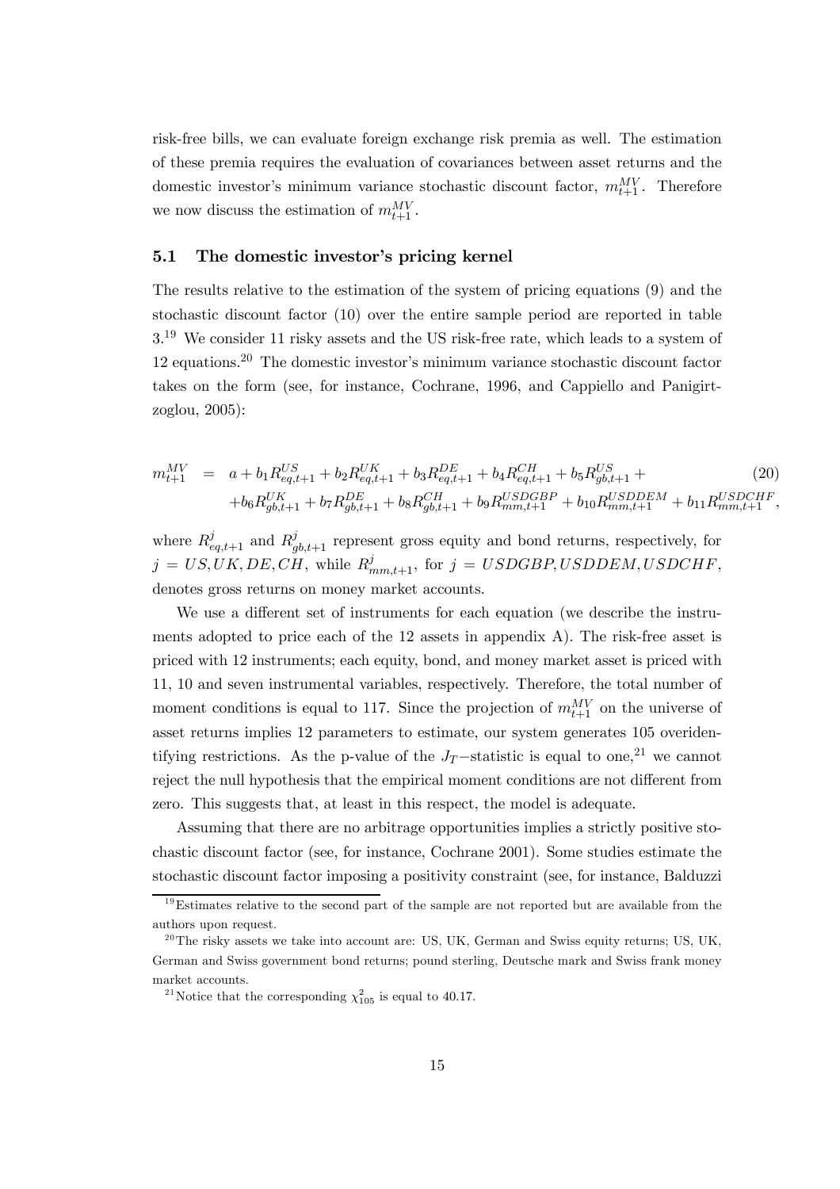risk-free bills, we can evaluate foreign exchange risk premia as well. The estimation of these premia requires the evaluation of covariances between asset returns and the domestic investor's minimum variance stochastic discount factor, $m_{t+1}^{MV}$. Therefore we now discuss the estimation of $m_{t+1}^{MV}$.

### 5.1 The domestic investor's pricing kernel

The results relative to the estimation of the system of pricing equations (9) and the stochastic discount factor (10) over the entire sample period are reported in table 3.[19] We consider 11 risky assets and the US risk-free rate, which leads to a system of 12 equations.[20] The domestic investor's minimum variance stochastic discount factor takes on the form (see, for instance, Cochrane, 1996, and Cappiello and Panigirtzoglou, 2005):

$$\begin{aligned} m_{t+1}^{MV} &= a + b_1 R_{eq,t+1}^{US} + b_2 R_{eq,t+1}^{UK} + b_3 R_{eq,t+1}^{DE} + b_4 R_{eq,t+1}^{CH} + b_5 R_{gb,t+1}^{US} + \\ &\quad + b_6 R_{gb,t+1}^{UK} + b_7 R_{gb,t+1}^{DE} + b_8 R_{gb,t+1}^{CH} + b_9 R_{mm,t+1}^{USDGBP} + b_{10} R_{mm,t+1}^{USDDEM} + b_{11} R_{mm,t+1}^{USDCHF}, \end{aligned} \tag{20}$$

where $R_{eq,t+1}^{j}$ and $R_{gb,t+1}^{j}$ represent gross equity and bond returns, respectively, for $j = US, UK, DE, CH$, while $R_{mm,t+1}^{j}$, for $j = USDGBP, USDDEM, USDCHF$, denotes gross returns on money market accounts.

We use a different set of instruments for each equation (we describe the instruments adopted to price each of the 12 assets in appendix A). The risk-free asset is priced with 12 instruments; each equity, bond, and money market asset is priced with 11, 10 and seven instrumental variables, respectively. Therefore, the total number of moment conditions is equal to 117. Since the projection of $m_{t+1}^{MV}$ on the universe of asset returns implies 12 parameters to estimate, our system generates 105 overidentifying restrictions. As the p-value of the $J_T$−statistic is equal to one,[21] we cannot reject the null hypothesis that the empirical moment conditions are not different from zero. This suggests that, at least in this respect, the model is adequate.

Assuming that there are no arbitrage opportunities implies a strictly positive stochastic discount factor (see, for instance, Cochrane 2001). Some studies estimate the stochastic discount factor imposing a positivity constraint (see, for instance, Balduzzi

---

[19] Estimates relative to the second part of the sample are not reported but are available from the authors upon request.

[20] The risky assets we take into account are: US, UK, German and Swiss equity returns; US, UK, German and Swiss government bond returns; pound sterling, Deutsche mark and Swiss frank money market accounts.

[21] Notice that the corresponding $\chi_{105}^2$ is equal to 40.17.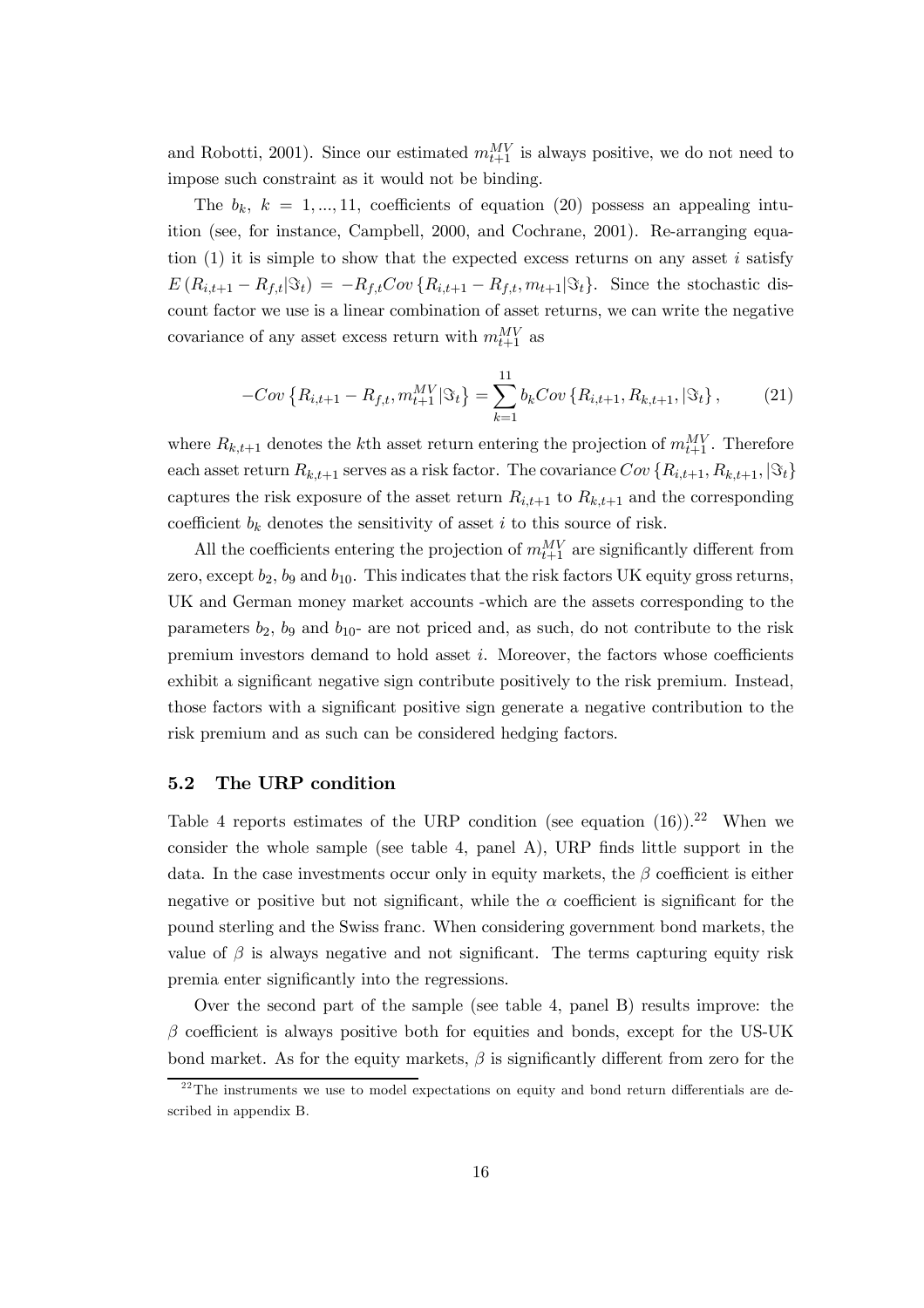and Robotti, 2001). Since our estimated $m_{t+1}^{MV}$ is always positive, we do not need to impose such constraint as it would not be binding.

The $b_k$, $k = 1, ..., 11$, coefficients of equation (20) possess an appealing intuition (see, for instance, Campbell, 2000, and Cochrane, 2001). Re-arranging equation (1) it is simple to show that the expected excess returns on any asset $i$ satisfy $E(R_{i,t+1} - R_{f,t}|\Im_t) = -R_{f,t}Cov\{R_{i,t+1} - R_{f,t}, m_{t+1}|\Im_t\}$. Since the stochastic discount factor we use is a linear combination of asset returns, we can write the negative covariance of any asset excess return with $m_{t+1}^{MV}$ as

$$-Cov\left\{R_{i,t+1} - R_{f,t}, m_{t+1}^{MV}|\Im_t\right\} = \sum_{k=1}^{11} b_k Cov\left\{R_{i,t+1}, R_{k,t+1}, |\Im_t\right\}, \tag{21}$$

where $R_{k,t+1}$ denotes the $k$th asset return entering the projection of $m_{t+1}^{MV}$. Therefore each asset return $R_{k,t+1}$ serves as a risk factor. The covariance $Cov\{R_{i,t+1}, R_{k,t+1}, |\Im_t\}$ captures the risk exposure of the asset return $R_{i,t+1}$ to $R_{k,t+1}$ and the corresponding coefficient $b_k$ denotes the sensitivity of asset $i$ to this source of risk.

All the coefficients entering the projection of $m_{t+1}^{MV}$ are significantly different from zero, except $b_2$, $b_9$ and $b_{10}$. This indicates that the risk factors UK equity gross returns, UK and German money market accounts -which are the assets corresponding to the parameters $b_2$, $b_9$ and $b_{10}$- are not priced and, as such, do not contribute to the risk premium investors demand to hold asset $i$. Moreover, the factors whose coefficients exhibit a significant negative sign contribute positively to the risk premium. Instead, those factors with a significant positive sign generate a negative contribution to the risk premium and as such can be considered hedging factors.

### 5.2 The URP condition

Table 4 reports estimates of the URP condition (see equation (16)).[22] When we consider the whole sample (see table 4, panel A), URP finds little support in the data. In the case investments occur only in equity markets, the $\beta$ coefficient is either negative or positive but not significant, while the $\alpha$ coefficient is significant for the pound sterling and the Swiss franc. When considering government bond markets, the value of $\beta$ is always negative and not significant. The terms capturing equity risk premia enter significantly into the regressions.

Over the second part of the sample (see table 4, panel B) results improve: the $\beta$ coefficient is always positive both for equities and bonds, except for the US-UK bond market. As for the equity markets, $\beta$ is significantly different from zero for the

[22] The instruments we use to model expectations on equity and bond return differentials are described in appendix B.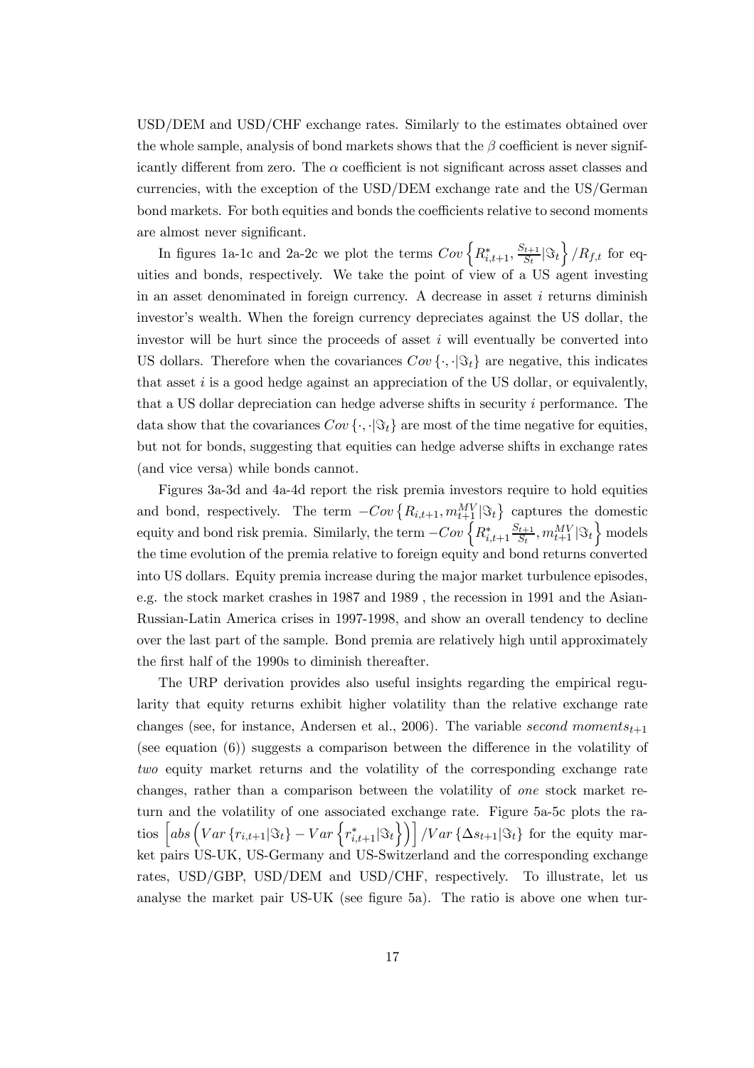USD/DEM and USD/CHF exchange rates. Similarly to the estimates obtained over the whole sample, analysis of bond markets shows that the $\beta$ coefficient is never significantly different from zero. The $\alpha$ coefficient is not significant across asset classes and currencies, with the exception of the USD/DEM exchange rate and the US/German bond markets. For both equities and bonds the coefficients relative to second moments are almost never significant.

In figures 1a-1c and 2a-2c we plot the terms $Cov\left\{R^*_{i,t+1}, \frac{S_{t+1}}{S_t}|\Im_t\right\}/R_{f,t}$ for equities and bonds, respectively. We take the point of view of a US agent investing in an asset denominated in foreign currency. A decrease in asset $i$ returns diminish investor's wealth. When the foreign currency depreciates against the US dollar, the investor will be hurt since the proceeds of asset $i$ will eventually be converted into US dollars. Therefore when the covariances $Cov\{\cdot,\cdot|\Im_t\}$ are negative, this indicates that asset $i$ is a good hedge against an appreciation of the US dollar, or equivalently, that a US dollar depreciation can hedge adverse shifts in security $i$ performance. The data show that the covariances $Cov\{\cdot,\cdot|\Im_t\}$ are most of the time negative for equities, but not for bonds, suggesting that equities can hedge adverse shifts in exchange rates (and vice versa) while bonds cannot.

Figures 3a-3d and 4a-4d report the risk premia investors require to hold equities and bond, respectively. The term $-Cov\left\{R_{i,t+1}, m^{MV}_{t+1}|\Im_t\right\}$ captures the domestic equity and bond risk premia. Similarly, the term $-Cov\left\{R^*_{i,t+1}\frac{S_{t+1}}{S_t}, m^{MV}_{t+1}|\Im_t\right\}$ models the time evolution of the premia relative to foreign equity and bond returns converted into US dollars. Equity premia increase during the major market turbulence episodes, e.g. the stock market crashes in 1987 and 1989 , the recession in 1991 and the Asian-Russian-Latin America crises in 1997-1998, and show an overall tendency to decline over the last part of the sample. Bond premia are relatively high until approximately the first half of the 1990s to diminish thereafter.

The URP derivation provides also useful insights regarding the empirical regularity that equity returns exhibit higher volatility than the relative exchange rate changes (see, for instance, Andersen et al., 2006). The variable *second moments*$_{t+1}$ (see equation (6)) suggests a comparison between the difference in the volatility of *two* equity market returns and the volatility of the corresponding exchange rate changes, rather than a comparison between the volatility of *one* stock market return and the volatility of one associated exchange rate. Figure 5a-5c plots the ratios $\left[abs\left(Var\{r_{i,t+1}|\Im_t\} - Var\left\{r^*_{i,t+1}|\Im_t\right\}\right)\right]/Var\{\Delta s_{t+1}|\Im_t\}$ for the equity market pairs US-UK, US-Germany and US-Switzerland and the corresponding exchange rates, USD/GBP, USD/DEM and USD/CHF, respectively. To illustrate, let us analyse the market pair US-UK (see figure 5a). The ratio is above one when tur-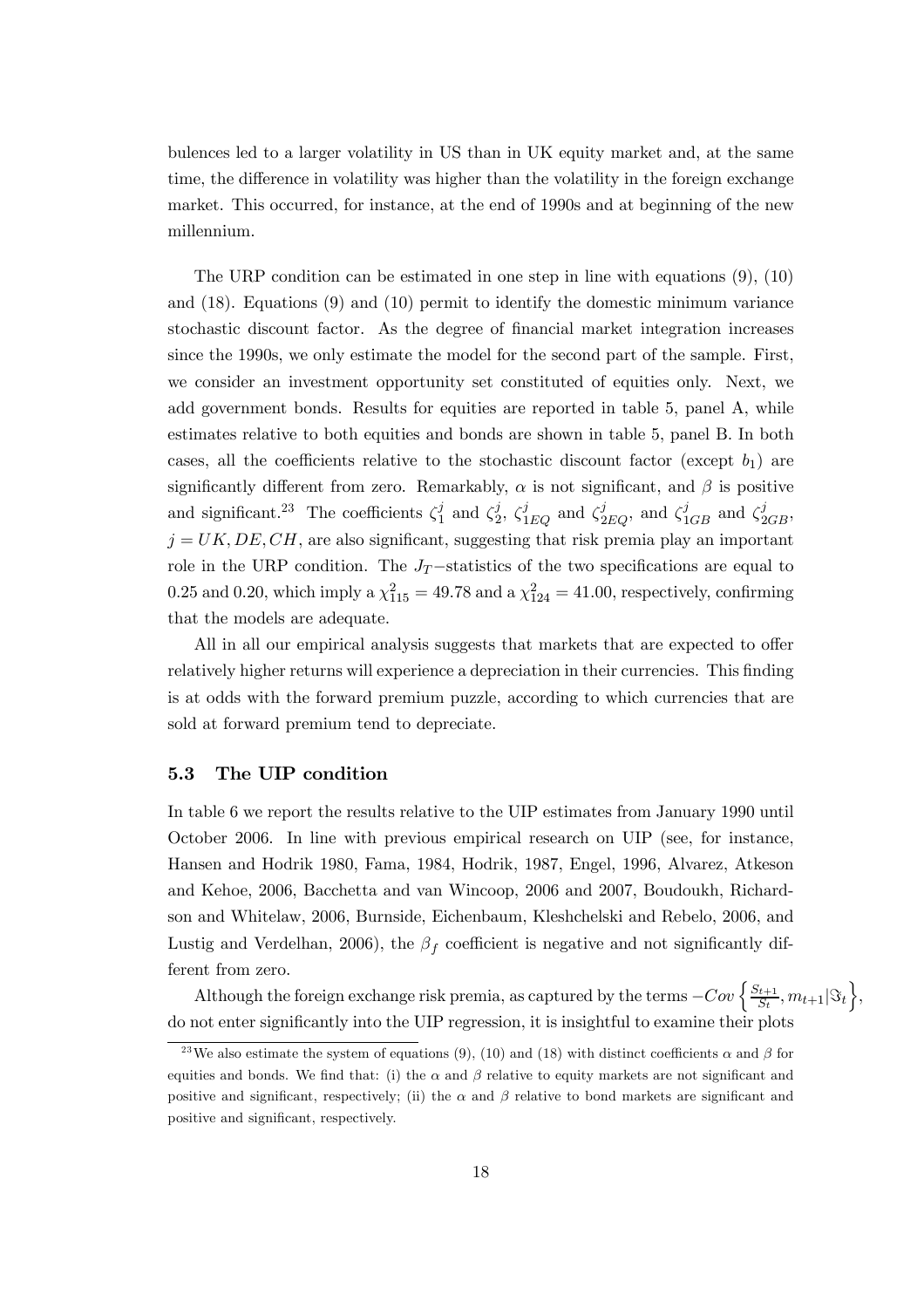bulences led to a larger volatility in US than in UK equity market and, at the same time, the difference in volatility was higher than the volatility in the foreign exchange market. This occurred, for instance, at the end of 1990s and at beginning of the new millennium.

The URP condition can be estimated in one step in line with equations (9), (10) and (18). Equations (9) and (10) permit to identify the domestic minimum variance stochastic discount factor. As the degree of financial market integration increases since the 1990s, we only estimate the model for the second part of the sample. First, we consider an investment opportunity set constituted of equities only. Next, we add government bonds. Results for equities are reported in table 5, panel A, while estimates relative to both equities and bonds are shown in table 5, panel B. In both cases, all the coefficients relative to the stochastic discount factor (except $b_1$) are significantly different from zero. Remarkably, $\alpha$ is not significant, and $\beta$ is positive and significant.[23] The coefficients $\zeta_1^j$ and $\zeta_2^j$, $\zeta_{1EQ}^j$ and $\zeta_{2EQ}^j$, and $\zeta_{1GB}^j$ and $\zeta_{2GB}^j$, $j = UK, DE, CH$, are also significant, suggesting that risk premia play an important role in the URP condition. The $J_T-$statistics of the two specifications are equal to 0.25 and 0.20, which imply a $\chi^2_{115} = 49.78$ and a $\chi^2_{124} = 41.00$, respectively, confirming that the models are adequate.

All in all our empirical analysis suggests that markets that are expected to offer relatively higher returns will experience a depreciation in their currencies. This finding is at odds with the forward premium puzzle, according to which currencies that are sold at forward premium tend to depreciate.

### 5.3 The UIP condition

In table 6 we report the results relative to the UIP estimates from January 1990 until October 2006. In line with previous empirical research on UIP (see, for instance, Hansen and Hodrik 1980, Fama, 1984, Hodrik, 1987, Engel, 1996, Alvarez, Atkeson and Kehoe, 2006, Bacchetta and van Wincoop, 2006 and 2007, Boudoukh, Richardson and Whitelaw, 2006, Burnside, Eichenbaum, Kleshchelski and Rebelo, 2006, and Lustig and Verdelhan, 2006), the $\beta_f$ coefficient is negative and not significantly different from zero.

Although the foreign exchange risk premia, as captured by the terms $-Cov\left\{\frac{S_{t+1}}{S_t}, m_{t+1}|\Im_t\right\}$, do not enter significantly into the UIP regression, it is insightful to examine their plots

[23] We also estimate the system of equations (9), (10) and (18) with distinct coefficients $\alpha$ and $\beta$ for equities and bonds. We find that: (i) the $\alpha$ and $\beta$ relative to equity markets are not significant and positive and significant, respectively; (ii) the $\alpha$ and $\beta$ relative to bond markets are significant and positive and significant, respectively.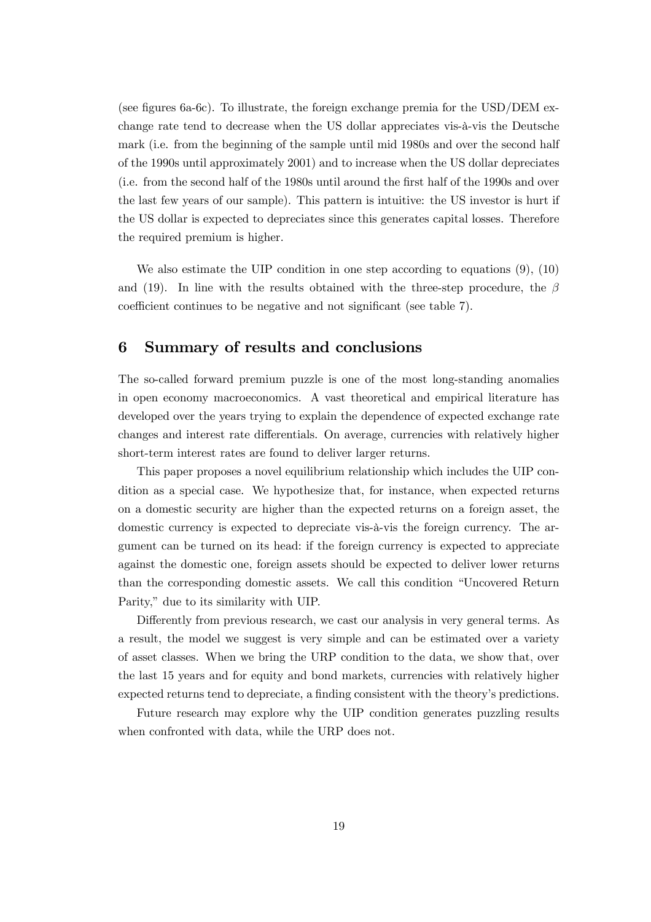(see figures 6a-6c). To illustrate, the foreign exchange premia for the USD/DEM exchange rate tend to decrease when the US dollar appreciates vis-à-vis the Deutsche mark (i.e. from the beginning of the sample until mid 1980s and over the second half of the 1990s until approximately 2001) and to increase when the US dollar depreciates (i.e. from the second half of the 1980s until around the first half of the 1990s and over the last few years of our sample). This pattern is intuitive: the US investor is hurt if the US dollar is expected to depreciates since this generates capital losses. Therefore the required premium is higher.

We also estimate the UIP condition in one step according to equations (9), (10) and (19). In line with the results obtained with the three-step procedure, the $\beta$ coefficient continues to be negative and not significant (see table 7).

## 6 Summary of results and conclusions

The so-called forward premium puzzle is one of the most long-standing anomalies in open economy macroeconomics. A vast theoretical and empirical literature has developed over the years trying to explain the dependence of expected exchange rate changes and interest rate differentials. On average, currencies with relatively higher short-term interest rates are found to deliver larger returns.

This paper proposes a novel equilibrium relationship which includes the UIP condition as a special case. We hypothesize that, for instance, when expected returns on a domestic security are higher than the expected returns on a foreign asset, the domestic currency is expected to depreciate vis-à-vis the foreign currency. The argument can be turned on its head: if the foreign currency is expected to appreciate against the domestic one, foreign assets should be expected to deliver lower returns than the corresponding domestic assets. We call this condition "Uncovered Return Parity," due to its similarity with UIP.

Differently from previous research, we cast our analysis in very general terms. As a result, the model we suggest is very simple and can be estimated over a variety of asset classes. When we bring the URP condition to the data, we show that, over the last 15 years and for equity and bond markets, currencies with relatively higher expected returns tend to depreciate, a finding consistent with the theory's predictions.

Future research may explore why the UIP condition generates puzzling results when confronted with data, while the URP does not.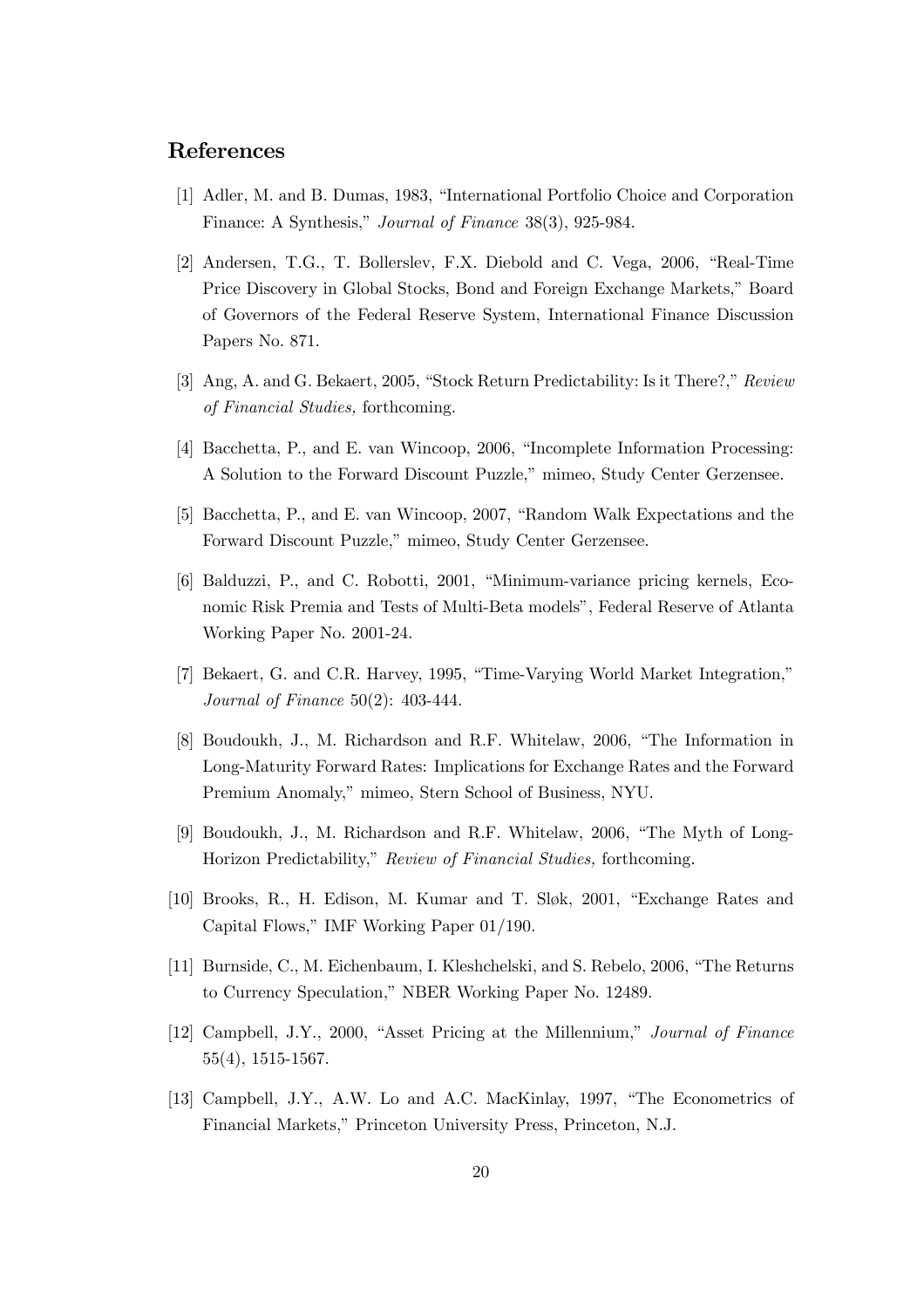## References

[1] Adler, M. and B. Dumas, 1983, "International Portfolio Choice and Corporation Finance: A Synthesis," *Journal of Finance* 38(3), 925-984.

[2] Andersen, T.G., T. Bollerslev, F.X. Diebold and C. Vega, 2006, "Real-Time Price Discovery in Global Stocks, Bond and Foreign Exchange Markets," Board of Governors of the Federal Reserve System, International Finance Discussion Papers No. 871.

[3] Ang, A. and G. Bekaert, 2005, "Stock Return Predictability: Is it There?," *Review of Financial Studies,* forthcoming.

[4] Bacchetta, P., and E. van Wincoop, 2006, "Incomplete Information Processing: A Solution to the Forward Discount Puzzle," mimeo, Study Center Gerzensee.

[5] Bacchetta, P., and E. van Wincoop, 2007, "Random Walk Expectations and the Forward Discount Puzzle," mimeo, Study Center Gerzensee.

[6] Balduzzi, P., and C. Robotti, 2001, "Minimum-variance pricing kernels, Economic Risk Premia and Tests of Multi-Beta models", Federal Reserve of Atlanta Working Paper No. 2001-24.

[7] Bekaert, G. and C.R. Harvey, 1995, "Time-Varying World Market Integration," *Journal of Finance* 50(2): 403-444.

[8] Boudoukh, J., M. Richardson and R.F. Whitelaw, 2006, "The Information in Long-Maturity Forward Rates: Implications for Exchange Rates and the Forward Premium Anomaly," mimeo, Stern School of Business, NYU.

[9] Boudoukh, J., M. Richardson and R.F. Whitelaw, 2006, "The Myth of Long-Horizon Predictability," *Review of Financial Studies,* forthcoming.

[10] Brooks, R., H. Edison, M. Kumar and T. Sløk, 2001, "Exchange Rates and Capital Flows," IMF Working Paper 01/190.

[11] Burnside, C., M. Eichenbaum, I. Kleshchelski, and S. Rebelo, 2006, "The Returns to Currency Speculation," NBER Working Paper No. 12489.

[12] Campbell, J.Y., 2000, "Asset Pricing at the Millennium," *Journal of Finance* 55(4), 1515-1567.

[13] Campbell, J.Y., A.W. Lo and A.C. MacKinlay, 1997, "The Econometrics of Financial Markets," Princeton University Press, Princeton, N.J.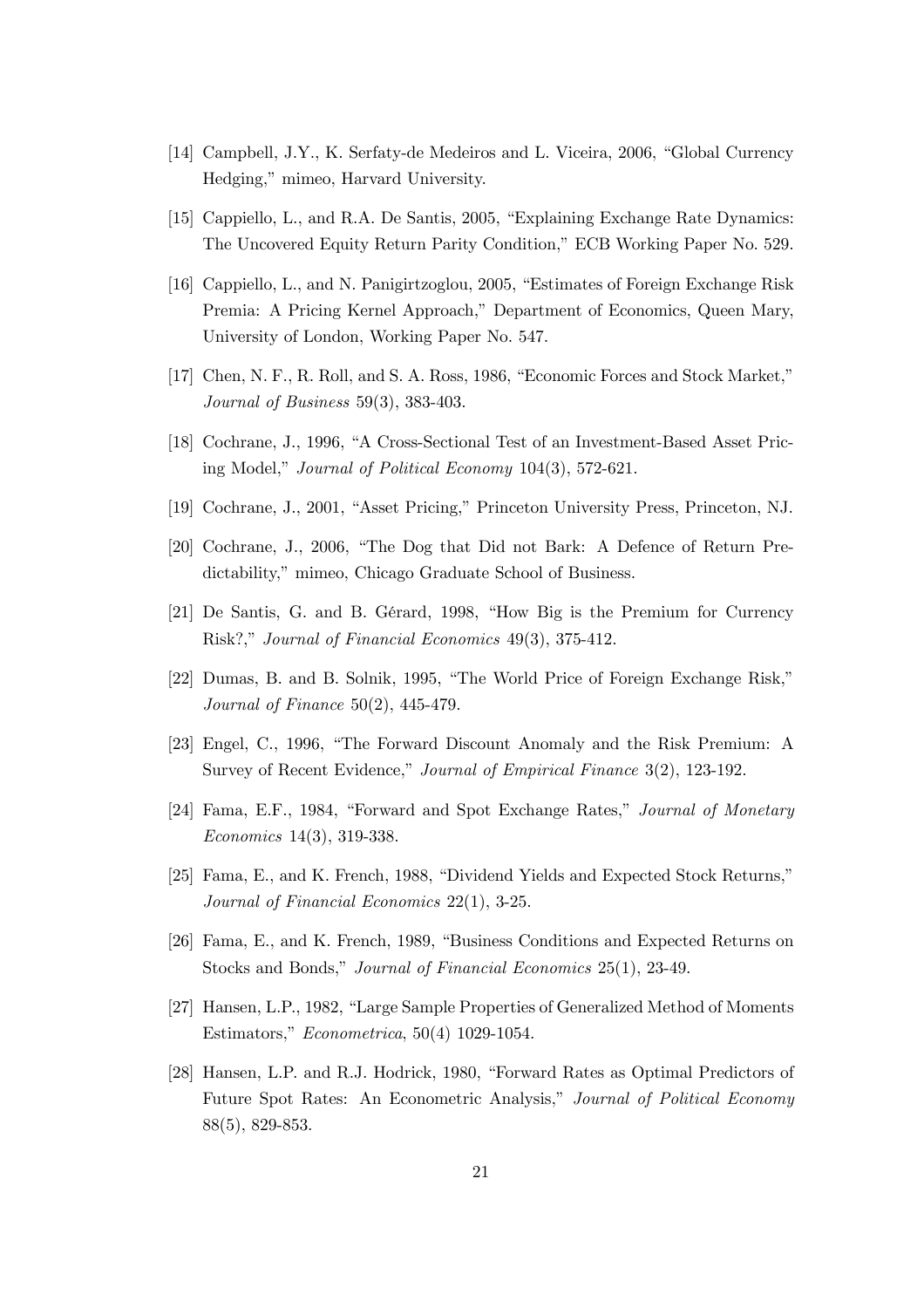[14] Campbell, J.Y., K. Serfaty-de Medeiros and L. Viceira, 2006, "Global Currency Hedging," mimeo, Harvard University.

[15] Cappiello, L., and R.A. De Santis, 2005, "Explaining Exchange Rate Dynamics: The Uncovered Equity Return Parity Condition," ECB Working Paper No. 529.

[16] Cappiello, L., and N. Panigirtzoglou, 2005, "Estimates of Foreign Exchange Risk Premia: A Pricing Kernel Approach," Department of Economics, Queen Mary, University of London, Working Paper No. 547.

[17] Chen, N. F., R. Roll, and S. A. Ross, 1986, "Economic Forces and Stock Market," *Journal of Business* 59(3), 383-403.

[18] Cochrane, J., 1996, "A Cross-Sectional Test of an Investment-Based Asset Pricing Model," *Journal of Political Economy* 104(3), 572-621.

[19] Cochrane, J., 2001, "Asset Pricing," Princeton University Press, Princeton, NJ.

[20] Cochrane, J., 2006, "The Dog that Did not Bark: A Defence of Return Predictability," mimeo, Chicago Graduate School of Business.

[21] De Santis, G. and B. Gérard, 1998, "How Big is the Premium for Currency Risk?," *Journal of Financial Economics* 49(3), 375-412.

[22] Dumas, B. and B. Solnik, 1995, "The World Price of Foreign Exchange Risk," *Journal of Finance* 50(2), 445-479.

[23] Engel, C., 1996, "The Forward Discount Anomaly and the Risk Premium: A Survey of Recent Evidence," *Journal of Empirical Finance* 3(2), 123-192.

[24] Fama, E.F., 1984, "Forward and Spot Exchange Rates," *Journal of Monetary Economics* 14(3), 319-338.

[25] Fama, E., and K. French, 1988, "Dividend Yields and Expected Stock Returns," *Journal of Financial Economics* 22(1), 3-25.

[26] Fama, E., and K. French, 1989, "Business Conditions and Expected Returns on Stocks and Bonds," *Journal of Financial Economics* 25(1), 23-49.

[27] Hansen, L.P., 1982, "Large Sample Properties of Generalized Method of Moments Estimators," *Econometrica*, 50(4) 1029-1054.

[28] Hansen, L.P. and R.J. Hodrick, 1980, "Forward Rates as Optimal Predictors of Future Spot Rates: An Econometric Analysis," *Journal of Political Economy* 88(5), 829-853.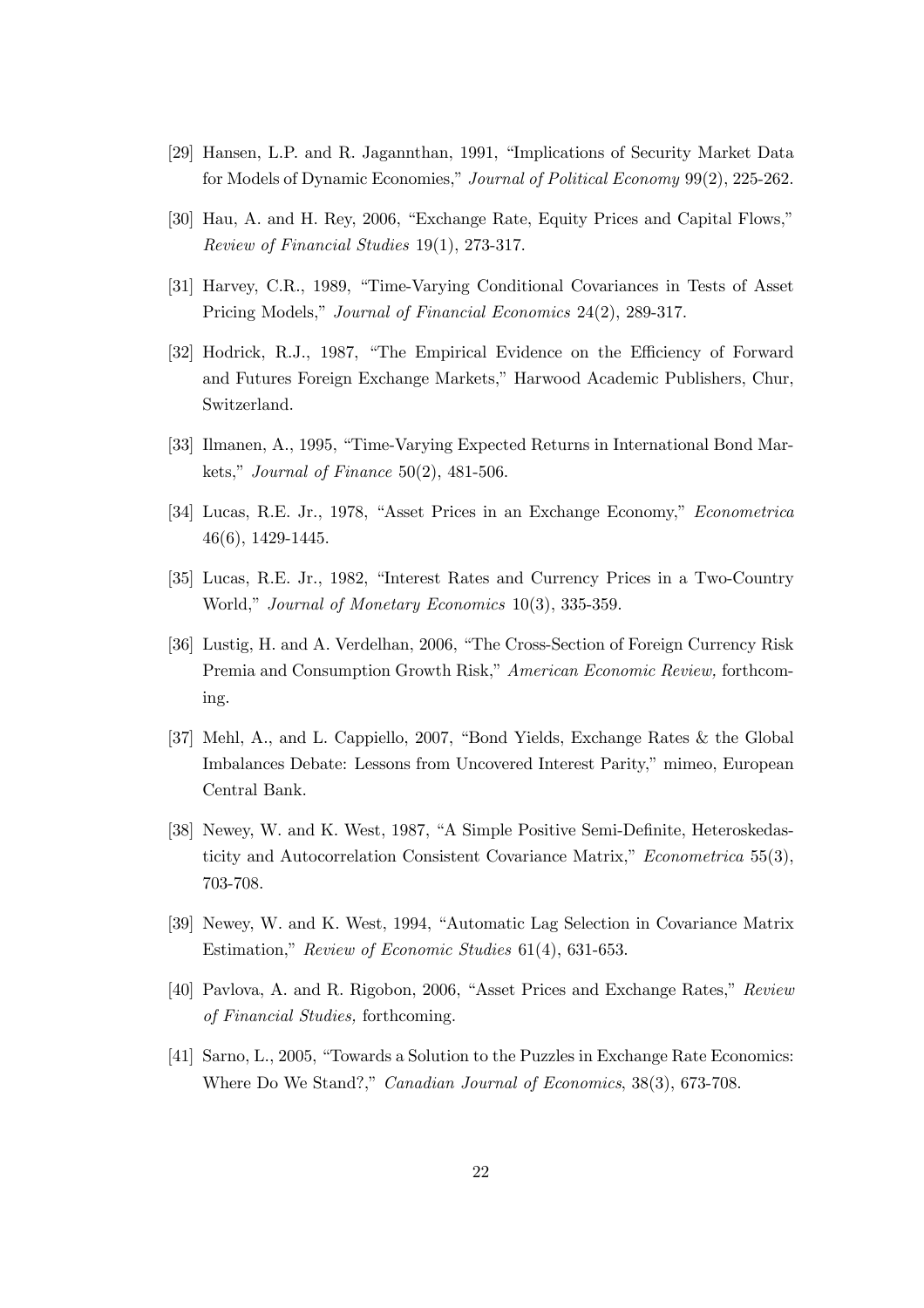[29] Hansen, L.P. and R. Jagannthan, 1991, "Implications of Security Market Data for Models of Dynamic Economies," *Journal of Political Economy* 99(2), 225-262.

[30] Hau, A. and H. Rey, 2006, "Exchange Rate, Equity Prices and Capital Flows," *Review of Financial Studies* 19(1), 273-317.

[31] Harvey, C.R., 1989, "Time-Varying Conditional Covariances in Tests of Asset Pricing Models," *Journal of Financial Economics* 24(2), 289-317.

[32] Hodrick, R.J., 1987, "The Empirical Evidence on the Efficiency of Forward and Futures Foreign Exchange Markets," Harwood Academic Publishers, Chur, Switzerland.

[33] Ilmanen, A., 1995, "Time-Varying Expected Returns in International Bond Markets," *Journal of Finance* 50(2), 481-506.

[34] Lucas, R.E. Jr., 1978, "Asset Prices in an Exchange Economy," *Econometrica* 46(6), 1429-1445.

[35] Lucas, R.E. Jr., 1982, "Interest Rates and Currency Prices in a Two-Country World," *Journal of Monetary Economics* 10(3), 335-359.

[36] Lustig, H. and A. Verdelhan, 2006, "The Cross-Section of Foreign Currency Risk Premia and Consumption Growth Risk," *American Economic Review,* forthcoming.

[37] Mehl, A., and L. Cappiello, 2007, "Bond Yields, Exchange Rates & the Global Imbalances Debate: Lessons from Uncovered Interest Parity," mimeo, European Central Bank.

[38] Newey, W. and K. West, 1987, "A Simple Positive Semi-Definite, Heteroskedasticity and Autocorrelation Consistent Covariance Matrix," *Econometrica* 55(3), 703-708.

[39] Newey, W. and K. West, 1994, "Automatic Lag Selection in Covariance Matrix Estimation," *Review of Economic Studies* 61(4), 631-653.

[40] Pavlova, A. and R. Rigobon, 2006, "Asset Prices and Exchange Rates," *Review of Financial Studies,* forthcoming.

[41] Sarno, L., 2005, "Towards a Solution to the Puzzles in Exchange Rate Economics: Where Do We Stand?," *Canadian Journal of Economics*, 38(3), 673-708.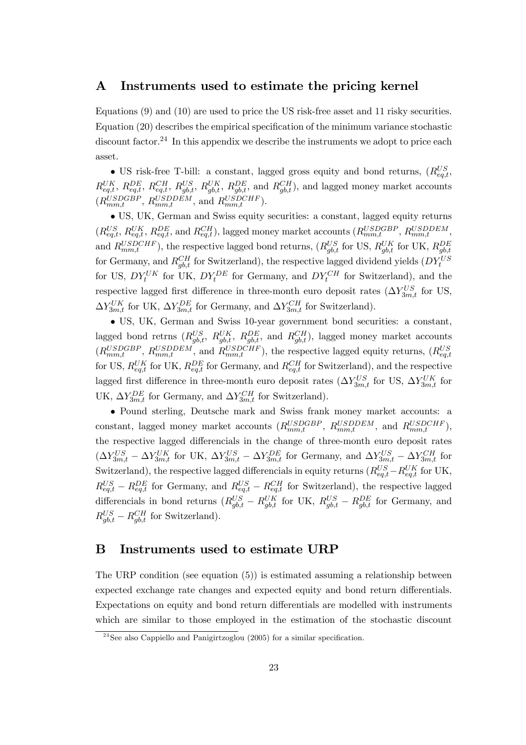## A Instruments used to estimate the pricing kernel

Equations (9) and (10) are used to price the US risk-free asset and 11 risky securities. Equation (20) describes the empirical specification of the minimum variance stochastic discount factor.[24] In this appendix we describe the instruments we adopt to price each asset.

• US risk-free T-bill: a constant, lagged gross equity and bond returns, ($R_{eq,t}^{US}$, $R_{eq,t}^{UK}$, $R_{eq,t}^{DE}$, $R_{eq,t}^{CH}$, $R_{gb,t}^{US}$, $R_{gb,t}^{UK}$, $R_{gb,t}^{DE}$, and $R_{gb,t}^{CH}$), and lagged money market accounts ($R_{mm,t}^{USDGBP}$, $R_{mm,t}^{USDDEM}$, and $R_{mm,t}^{USDCHF}$).

• US, UK, German and Swiss equity securities: a constant, lagged equity returns ($R_{eq,t}^{US}$, $R_{eq,t}^{UK}$, $R_{eq,t}^{DE}$, and $R_{eq,t}^{CH}$), lagged money market accounts ($R_{mm,t}^{USDGBP}$, $R_{mm,t}^{USDDEM}$, and $R_{mm,t}^{USDCHF}$), the respective lagged bond returns, ($R_{gb,t}^{US}$ for US, $R_{gb,t}^{UK}$ for UK, $R_{gb,t}^{DE}$ for Germany, and $R_{gb,t}^{CH}$ for Switzerland), the respective lagged dividend yields ($DY_t^{US}$ for US, $DY_t^{UK}$ for UK, $DY_t^{DE}$ for Germany, and $DY_t^{CH}$ for Switzerland), and the respective lagged first difference in three-month euro deposit rates ($\Delta Y_{3m,t}^{US}$ for US, $\Delta Y_{3m,t}^{UK}$ for UK, $\Delta Y_{3m,t}^{DE}$ for Germany, and $\Delta Y_{3m,t}^{CH}$ for Switzerland).

• US, UK, German and Swiss 10-year government bond securities: a constant, lagged bond retrns ($R_{gb,t}^{US}$, $R_{gb,t}^{UK}$, $R_{gb,t}^{DE}$, and $R_{gb,t}^{CH}$), lagged money market accounts ($R_{mm,t}^{USDGBP}$, $R_{mm,t}^{USDDEM}$, and $R_{mm,t}^{USDCHF}$), the respective lagged equity returns, ($R_{eq,t}^{US}$ for US, $R_{eq,t}^{UK}$ for UK, $R_{eq,t}^{DE}$ for Germany, and $R_{eq,t}^{CH}$ for Switzerland), and the respective lagged first difference in three-month euro deposit rates ($\Delta Y_{3m,t}^{US}$ for US, $\Delta Y_{3m,t}^{UK}$ for UK, $\Delta Y_{3m,t}^{DE}$ for Germany, and $\Delta Y_{3m,t}^{CH}$ for Switzerland).

• Pound sterling, Deutsche mark and Swiss frank money market accounts: a constant, lagged money market accounts ($R_{mm,t}^{USDGBP}$, $R_{mm,t}^{USDDEM}$, and $R_{mm,t}^{USDCHF}$), the respective lagged differencials in the change of three-month euro deposit rates ($\Delta Y_{3m,t}^{US} - \Delta Y_{3m,t}^{UK}$ for UK, $\Delta Y_{3m,t}^{US} - \Delta Y_{3m,t}^{DE}$ for Germany, and $\Delta Y_{3m,t}^{US} - \Delta Y_{3m,t}^{CH}$ for Switzerland), the respective lagged differencials in equity returns ($R_{eq,t}^{US} - R_{eq,t}^{UK}$ for UK, $R_{eq,t}^{US} - R_{eq,t}^{DE}$ for Germany, and $R_{eq,t}^{US} - R_{eq,t}^{CH}$ for Switzerland), the respective lagged differencials in bond returns ($R_{gb,t}^{US} - R_{gb,t}^{UK}$ for UK, $R_{gb,t}^{US} - R_{gb,t}^{DE}$ for Germany, and $R_{gb,t}^{US} - R_{gb,t}^{CH}$ for Switzerland).

## B Instruments used to estimate URP

The URP condition (see equation (5)) is estimated assuming a relationship between expected exchange rate changes and expected equity and bond return differentials. Expectations on equity and bond return differentials are modelled with instruments which are similar to those employed in the estimation of the stochastic discount

[24] See also Cappiello and Panigirtzoglou (2005) for a similar specification.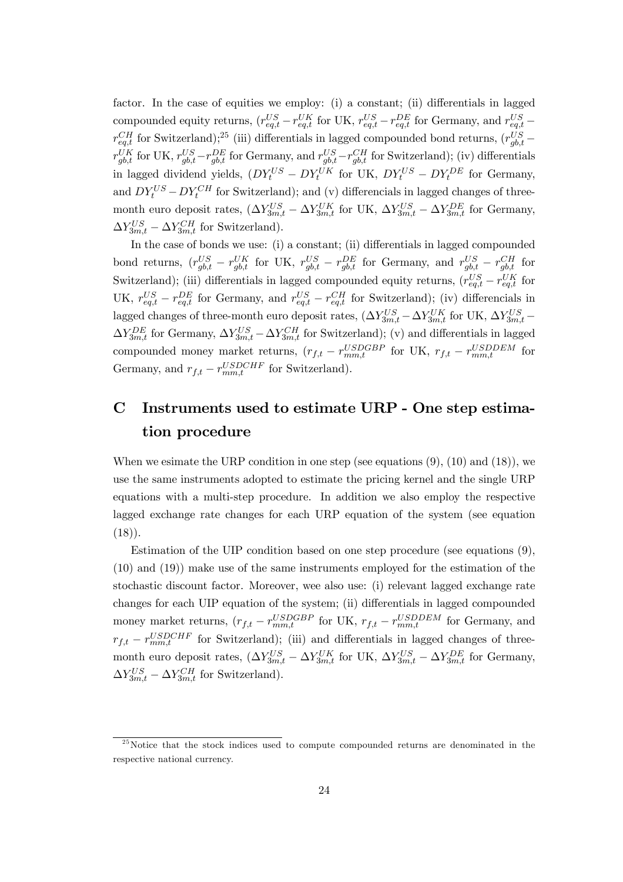factor. In the case of equities we employ: (i) a constant; (ii) differentials in lagged compounded equity returns, ($r^{US}_{eq,t} - r^{UK}_{eq,t}$ for UK, $r^{US}_{eq,t} - r^{DE}_{eq,t}$ for Germany, and $r^{US}_{eq,t} - r^{CH}_{eq,t}$ for Switzerland);[25] (iii) differentials in lagged compounded bond returns, ($r^{US}_{gb,t} - r^{UK}_{gb,t}$ for UK, $r^{US}_{gb,t} - r^{DE}_{gb,t}$ for Germany, and $r^{US}_{gb,t} - r^{CH}_{gb,t}$ for Switzerland); (iv) differentials in lagged dividend yields, ($DY^{US}_t - DY^{UK}_t$ for UK, $DY^{US}_t - DY^{DE}_t$ for Germany, and $DY^{US}_t - DY^{CH}_t$ for Switzerland); and (v) differencials in lagged changes of three-month euro deposit rates, ($\Delta Y^{US}_{3m,t} - \Delta Y^{UK}_{3m,t}$ for UK, $\Delta Y^{US}_{3m,t} - \Delta Y^{DE}_{3m,t}$ for Germany, $\Delta Y^{US}_{3m,t} - \Delta Y^{CH}_{3m,t}$ for Switzerland).

In the case of bonds we use: (i) a constant; (ii) differentials in lagged compounded bond returns, ($r^{US}_{gb,t} - r^{UK}_{gb,t}$ for UK, $r^{US}_{gb,t} - r^{DE}_{gb,t}$ for Germany, and $r^{US}_{gb,t} - r^{CH}_{gb,t}$ for Switzerland); (iii) differentials in lagged compounded equity returns, ($r^{US}_{eq,t} - r^{UK}_{eq,t}$ for UK, $r^{US}_{eq,t} - r^{DE}_{eq,t}$ for Germany, and $r^{US}_{eq,t} - r^{CH}_{eq,t}$ for Switzerland); (iv) differencials in lagged changes of three-month euro deposit rates, ($\Delta Y^{US}_{3m,t} - \Delta Y^{UK}_{3m,t}$ for UK, $\Delta Y^{US}_{3m,t} - \Delta Y^{DE}_{3m,t}$ for Germany, $\Delta Y^{US}_{3m,t} - \Delta Y^{CH}_{3m,t}$ for Switzerland); (v) and differentials in lagged compounded money market returns, ($r_{f,t} - r^{USDGBP}_{mm,t}$ for UK, $r_{f,t} - r^{USDDEM}_{mm,t}$ for Germany, and $r_{f,t} - r^{USDCHF}_{mm,t}$ for Switzerland).

# C Instruments used to estimate URP - One step estimation procedure

When we esimate the URP condition in one step (see equations (9), (10) and (18)), we use the same instruments adopted to estimate the pricing kernel and the single URP equations with a multi-step procedure. In addition we also employ the respective lagged exchange rate changes for each URP equation of the system (see equation (18)).

Estimation of the UIP condition based on one step procedure (see equations (9), (10) and (19)) make use of the same instruments employed for the estimation of the stochastic discount factor. Moreover, wee also use: (i) relevant lagged exchange rate changes for each UIP equation of the system; (ii) differentials in lagged compounded money market returns, ($r_{f,t} - r^{USDGBP}_{mm,t}$ for UK, $r_{f,t} - r^{USDDEM}_{mm,t}$ for Germany, and $r_{f,t} - r^{USDCHF}_{mm,t}$ for Switzerland); (iii) and differentials in lagged changes of three-month euro deposit rates, ($\Delta Y^{US}_{3m,t} - \Delta Y^{UK}_{3m,t}$ for UK, $\Delta Y^{US}_{3m,t} - \Delta Y^{DE}_{3m,t}$ for Germany, $\Delta Y^{US}_{3m,t} - \Delta Y^{CH}_{3m,t}$ for Switzerland).

[25] Notice that the stock indices used to compute compounded returns are denominated in the respective national currency.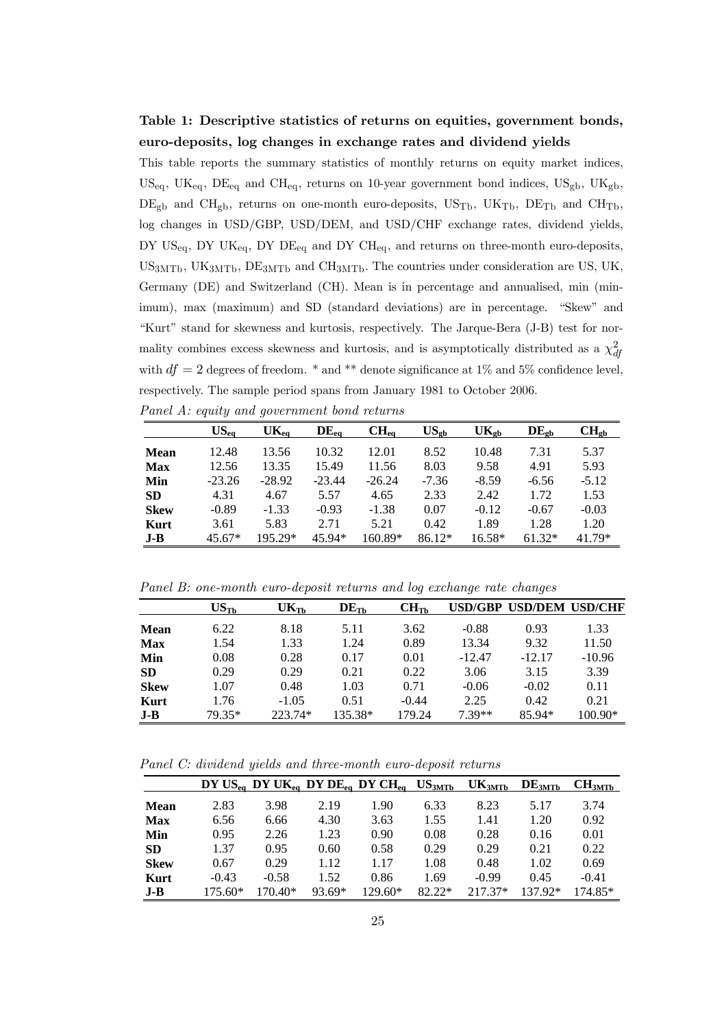### Table 1: Descriptive statistics of returns on equities, government bonds, euro-deposits, log changes in exchange rates and dividend yields

This table reports the summary statistics of monthly returns on equity market indices, $US_{eq}$, $UK_{eq}$, $DE_{eq}$ and $CH_{eq}$, returns on 10-year government bond indices, $US_{gb}$, $UK_{gb}$, $DE_{gb}$ and $CH_{gb}$, returns on one-month euro-deposits, $US_{Tb}$, $UK_{Tb}$, $DE_{Tb}$ and $CH_{Tb}$, log changes in USD/GBP, USD/DEM, and USD/CHF exchange rates, dividend yields, DY $US_{eq}$, DY $UK_{eq}$, DY $DE_{eq}$ and DY $CH_{eq}$, and returns on three-month euro-deposits, $US_{3MTb}$, $UK_{3MTb}$, $DE_{3MTb}$ and $CH_{3MTb}$. The countries under consideration are US, UK, Germany (DE) and Switzerland (CH). Mean is in percentage and annualised, min (minimum), max (maximum) and SD (standard deviations) are in percentage. "Skew" and "Kurt" stand for skewness and kurtosis, respectively. The Jarque-Bera (J-B) test for normality combines excess skewness and kurtosis, and is asymptotically distributed as a $\chi^2_{df}$ with $df = 2$ degrees of freedom. * and ** denote significance at 1% and 5% confidence level, respectively. The sample period spans from January 1981 to October 2006.

*Panel A: equity and government bond returns*

| | $US_{eq}$ | $UK_{eq}$ | $DE_{eq}$ | $CH_{eq}$ | $US_{gb}$ | $UK_{gb}$ | $DE_{gb}$ | $CH_{gb}$ |
|---|---|---|---|---|---|---|---|---|
| **Mean** | 12.48 | 13.56 | 10.32 | 12.01 | 8.52 | 10.48 | 7.31 | 5.37 |
| **Max** | 12.56 | 13.35 | 15.49 | 11.56 | 8.03 | 9.58 | 4.91 | 5.93 |
| **Min** | -23.26 | -28.92 | -23.44 | -26.24 | -7.36 | -8.59 | -6.56 | -5.12 |
| **SD** | 4.31 | 4.67 | 5.57 | 4.65 | 2.33 | 2.42 | 1.72 | 1.53 |
| **Skew** | -0.89 | -1.33 | -0.93 | -1.38 | 0.07 | -0.12 | -0.67 | -0.03 |
| **Kurt** | 3.61 | 5.83 | 2.71 | 5.21 | 0.42 | 1.89 | 1.28 | 1.20 |
| **J-B** | 45.67* | 195.29* | 45.94* | 160.89* | 86.12* | 16.58* | 61.32* | 41.79* |

*Panel B: one-month euro-deposit returns and log exchange rate changes*

| | $US_{Tb}$ | $UK_{Tb}$ | $DE_{Tb}$ | $CH_{Tb}$ | USD/GBP | USD/DEM | USD/CHF |
|---|---|---|---|---|---|---|---|
| **Mean** | 6.22 | 8.18 | 5.11 | 3.62 | -0.88 | 0.93 | 1.33 |
| **Max** | 1.54 | 1.33 | 1.24 | 0.89 | 13.34 | 9.32 | 11.50 |
| **Min** | 0.08 | 0.28 | 0.17 | 0.01 | -12.47 | -12.17 | -10.96 |
| **SD** | 0.29 | 0.29 | 0.21 | 0.22 | 3.06 | 3.15 | 3.39 |
| **Skew** | 1.07 | 0.48 | 1.03 | 0.71 | -0.06 | -0.02 | 0.11 |
| **Kurt** | 1.76 | -1.05 | 0.51 | -0.44 | 2.25 | 0.42 | 0.21 |
| **J-B** | 79.35* | 223.74* | 135.38* | 179.24 | 7.39** | 85.94* | 100.90* |

*Panel C: dividend yields and three-month euro-deposit returns*

| | DY $US_{eq}$ | DY $UK_{eq}$ | DY $DE_{eq}$ | DY $CH_{eq}$ | $US_{3MTb}$ | $UK_{3MTb}$ | $DE_{3MTb}$ | $CH_{3MTb}$ |
|---|---|---|---|---|---|---|---|---|
| **Mean** | 2.83 | 3.98 | 2.19 | 1.90 | 6.33 | 8.23 | 5.17 | 3.74 |
| **Max** | 6.56 | 6.66 | 4.30 | 3.63 | 1.55 | 1.41 | 1.20 | 0.92 |
| **Min** | 0.95 | 2.26 | 1.23 | 0.90 | 0.08 | 0.28 | 0.16 | 0.01 |
| **SD** | 1.37 | 0.95 | 0.60 | 0.58 | 0.29 | 0.29 | 0.21 | 0.22 |
| **Skew** | 0.67 | 0.29 | 1.12 | 1.17 | 1.08 | 0.48 | 1.02 | 0.69 |
| **Kurt** | -0.43 | -0.58 | 1.52 | 0.86 | 1.69 | -0.99 | 0.45 | -0.41 |
| **J-B** | 175.60* | 170.40* | 93.69* | 129.60* | 82.22* | 217.37* | 137.92* | 174.85* |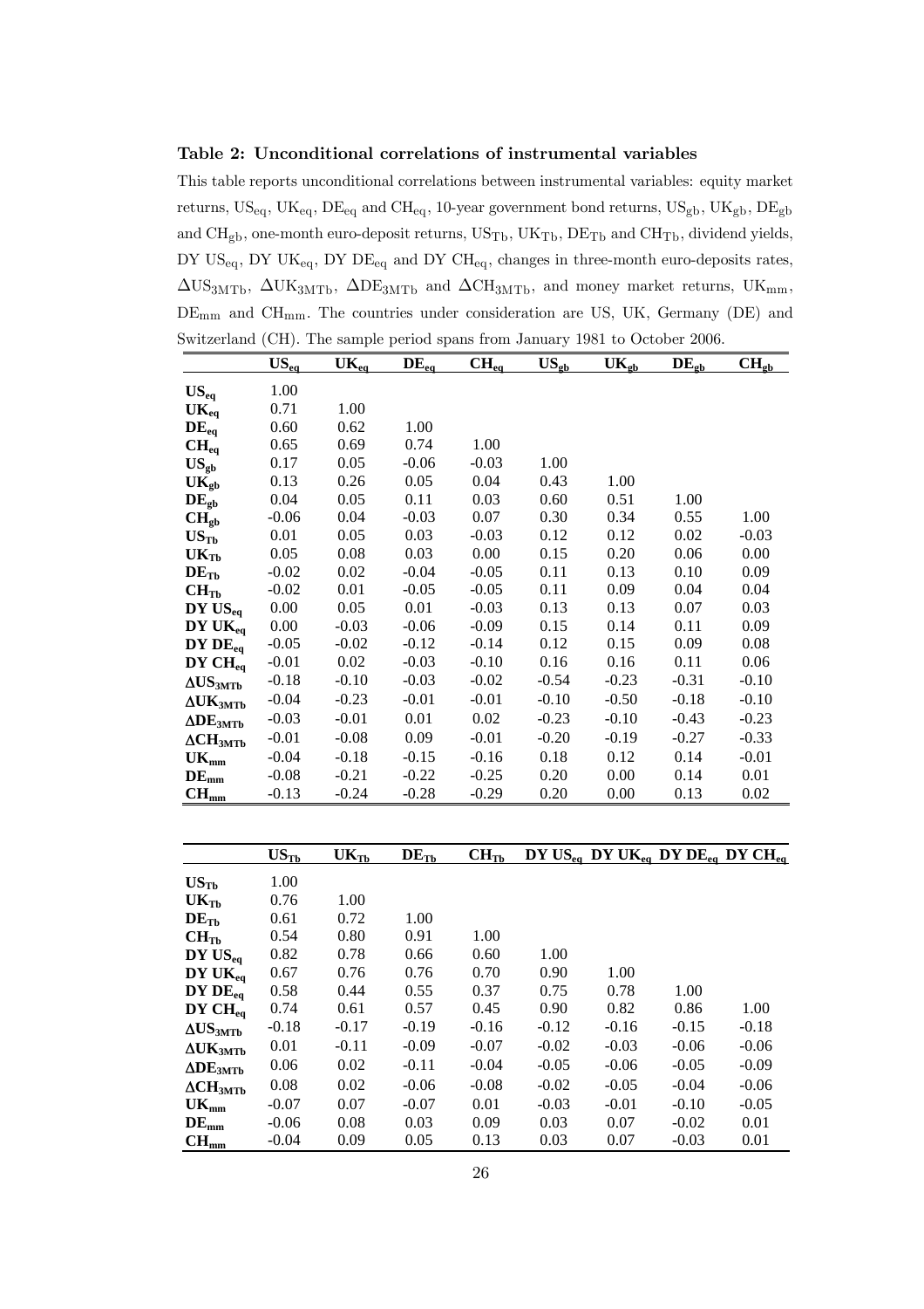**Table 2: Unconditional correlations of instrumental variables**

This table reports unconditional correlations between instrumental variables: equity market returns, $US_{eq}$, $UK_{eq}$, $DE_{eq}$ and $CH_{eq}$, 10-year government bond returns, $US_{gb}$, $UK_{gb}$, $DE_{gb}$ and $CH_{gb}$, one-month euro-deposit returns, $US_{Tb}$, $UK_{Tb}$, $DE_{Tb}$ and $CH_{Tb}$, dividend yields, DY $US_{eq}$, DY $UK_{eq}$, DY $DE_{eq}$ and DY $CH_{eq}$, changes in three-month euro-deposits rates, $\Delta US_{3MTb}$, $\Delta UK_{3MTb}$, $\Delta DE_{3MTb}$ and $\Delta CH_{3MTb}$, and money market returns, $UK_{mm}$, $DE_{mm}$ and $CH_{mm}$. The countries under consideration are US, UK, Germany (DE) and Switzerland (CH). The sample period spans from January 1981 to October 2006.

| | $US_{eq}$ | $UK_{eq}$ | $DE_{eq}$ | $CH_{eq}$ | $US_{gb}$ | $UK_{gb}$ | $DE_{gb}$ | $CH_{gb}$ |
|---|---|---|---|---|---|---|---|---|
| $US_{eq}$ | 1.00 | | | | | | | |
| $UK_{eq}$ | 0.71 | 1.00 | | | | | | |
| $DE_{eq}$ | 0.60 | 0.62 | 1.00 | | | | | |
| $CH_{eq}$ | 0.65 | 0.69 | 0.74 | 1.00 | | | | |
| $US_{gb}$ | 0.17 | 0.05 | -0.06 | -0.03 | 1.00 | | | |
| $UK_{gb}$ | 0.13 | 0.26 | 0.05 | 0.04 | 0.43 | 1.00 | | |
| $DE_{gb}$ | 0.04 | 0.05 | 0.11 | 0.03 | 0.60 | 0.51 | 1.00 | |
| $CH_{gb}$ | -0.06 | 0.04 | -0.03 | 0.07 | 0.30 | 0.34 | 0.55 | 1.00 |
| $US_{Tb}$ | 0.01 | 0.05 | 0.03 | -0.03 | 0.12 | 0.12 | 0.02 | -0.03 |
| $UK_{Tb}$ | 0.05 | 0.08 | 0.03 | 0.00 | 0.15 | 0.20 | 0.06 | 0.00 |
| $DE_{Tb}$ | -0.02 | 0.02 | -0.04 | -0.05 | 0.11 | 0.13 | 0.10 | 0.09 |
| $CH_{Tb}$ | -0.02 | 0.01 | -0.05 | -0.05 | 0.11 | 0.09 | 0.04 | 0.04 |
| DY $US_{eq}$ | 0.00 | 0.05 | 0.01 | -0.03 | 0.13 | 0.13 | 0.07 | 0.03 |
| DY $UK_{eq}$ | 0.00 | -0.03 | -0.06 | -0.09 | 0.15 | 0.14 | 0.11 | 0.09 |
| DY $DE_{eq}$ | -0.05 | -0.02 | -0.12 | -0.14 | 0.12 | 0.15 | 0.09 | 0.08 |
| DY $CH_{eq}$ | -0.01 | 0.02 | -0.03 | -0.10 | 0.16 | 0.16 | 0.11 | 0.06 |
| $\Delta US_{3MTb}$ | -0.18 | -0.10 | -0.03 | -0.02 | -0.54 | -0.23 | -0.31 | -0.10 |
| $\Delta UK_{3MTb}$ | -0.04 | -0.23 | -0.01 | -0.01 | -0.10 | -0.50 | -0.18 | -0.10 |
| $\Delta DE_{3MTb}$ | -0.03 | -0.01 | 0.01 | 0.02 | -0.23 | -0.10 | -0.43 | -0.23 |
| $\Delta CH_{3MTb}$ | -0.01 | -0.08 | 0.09 | -0.01 | -0.20 | -0.19 | -0.27 | -0.33 |
| $UK_{mm}$ | -0.04 | -0.18 | -0.15 | -0.16 | 0.18 | 0.12 | 0.14 | -0.01 |
| $DE_{mm}$ | -0.08 | -0.21 | -0.22 | -0.25 | 0.20 | 0.00 | 0.14 | 0.01 |
| $CH_{mm}$ | -0.13 | -0.24 | -0.28 | -0.29 | 0.20 | 0.00 | 0.13 | 0.02 |

| | $US_{Tb}$ | $UK_{Tb}$ | $DE_{Tb}$ | $CH_{Tb}$ | DY $US_{eq}$ | DY $UK_{eq}$ | DY $DE_{eq}$ | DY $CH_{eq}$ |
|---|---|---|---|---|---|---|---|---|
| $US_{Tb}$ | 1.00 | | | | | | | |
| $UK_{Tb}$ | 0.76 | 1.00 | | | | | | |
| $DE_{Tb}$ | 0.61 | 0.72 | 1.00 | | | | | |
| $CH_{Tb}$ | 0.54 | 0.80 | 0.91 | 1.00 | | | | |
| DY $US_{eq}$ | 0.82 | 0.78 | 0.66 | 0.60 | 1.00 | | | |
| DY $UK_{eq}$ | 0.67 | 0.76 | 0.76 | 0.70 | 0.90 | 1.00 | | |
| DY $DE_{eq}$ | 0.58 | 0.44 | 0.55 | 0.37 | 0.75 | 0.78 | 1.00 | |
| DY $CH_{eq}$ | 0.74 | 0.61 | 0.57 | 0.45 | 0.90 | 0.82 | 0.86 | 1.00 |
| $\Delta US_{3MTb}$ | -0.18 | -0.17 | -0.19 | -0.16 | -0.12 | -0.16 | -0.15 | -0.18 |
| $\Delta UK_{3MTb}$ | 0.01 | -0.11 | -0.09 | -0.07 | -0.02 | -0.03 | -0.06 | -0.06 |
| $\Delta DE_{3MTb}$ | 0.06 | 0.02 | -0.11 | -0.04 | -0.05 | -0.06 | -0.05 | -0.09 |
| $\Delta CH_{3MTb}$ | 0.08 | 0.02 | -0.06 | -0.08 | -0.02 | -0.05 | -0.04 | -0.06 |
| $UK_{mm}$ | -0.07 | 0.07 | -0.07 | 0.01 | -0.03 | -0.01 | -0.10 | -0.05 |
| $DE_{mm}$ | -0.06 | 0.08 | 0.03 | 0.09 | 0.03 | 0.07 | -0.02 | 0.01 |
| $CH_{mm}$ | -0.04 | 0.09 | 0.05 | 0.13 | 0.03 | 0.07 | -0.03 | 0.01 |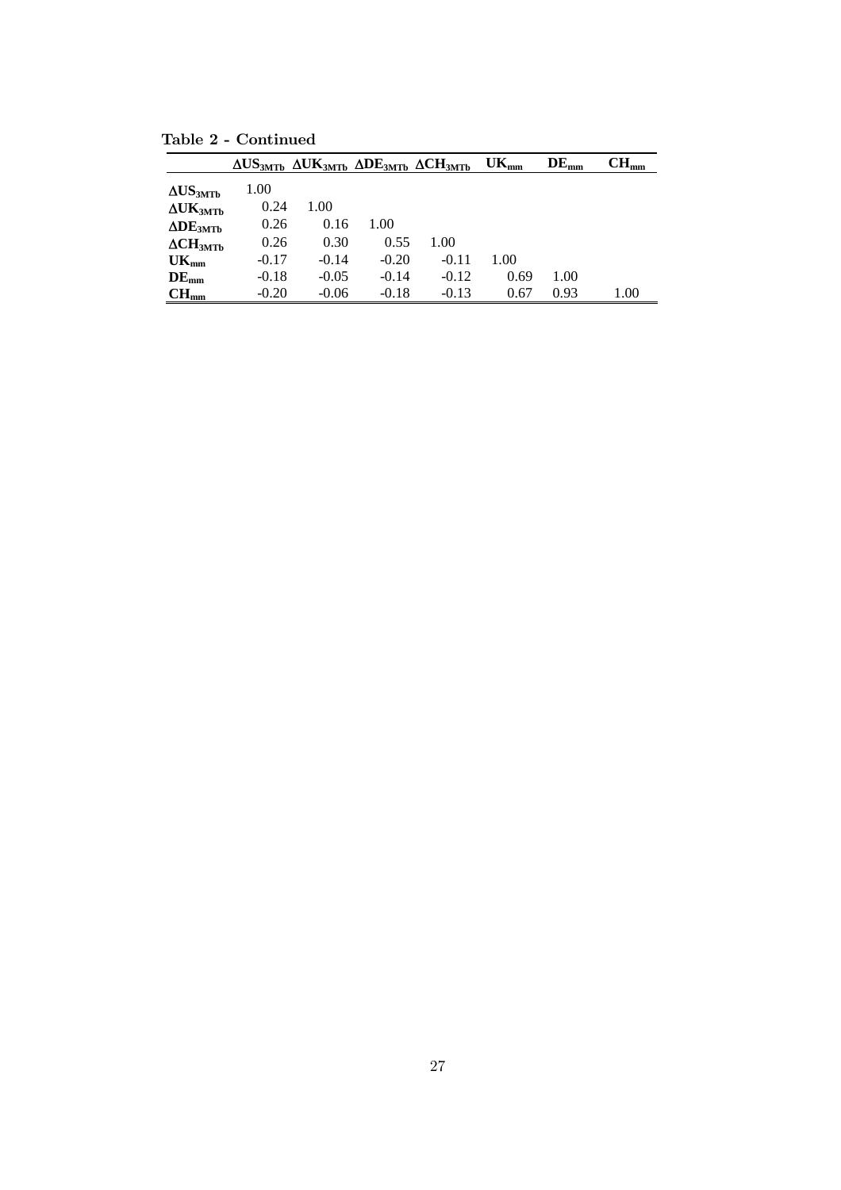**Table 2 - Continued**

| | $\Delta US_{3MTb}$ | $\Delta UK_{3MTb}$ | $\Delta DE_{3MTb}$ | $\Delta CH_{3MTb}$ | $UK_{mm}$ | $DE_{mm}$ | $CH_{mm}$ |
|---|---|---|---|---|---|---|---|
| $\Delta US_{3MTb}$ | 1.00 | | | | | | |
| $\Delta UK_{3MTb}$ | 0.24 | 1.00 | | | | | |
| $\Delta DE_{3MTb}$ | 0.26 | 0.16 | 1.00 | | | | |
| $\Delta CH_{3MTb}$ | 0.26 | 0.30 | 0.55 | 1.00 | | | |
| $UK_{mm}$ | -0.17 | -0.14 | -0.20 | -0.11 | 1.00 | | |
| $DE_{mm}$ | -0.18 | -0.05 | -0.14 | -0.12 | 0.69 | 1.00 | |
| $CH_{mm}$ | -0.20 | -0.06 | -0.18 | -0.13 | 0.67 | 0.93 | 1.00 |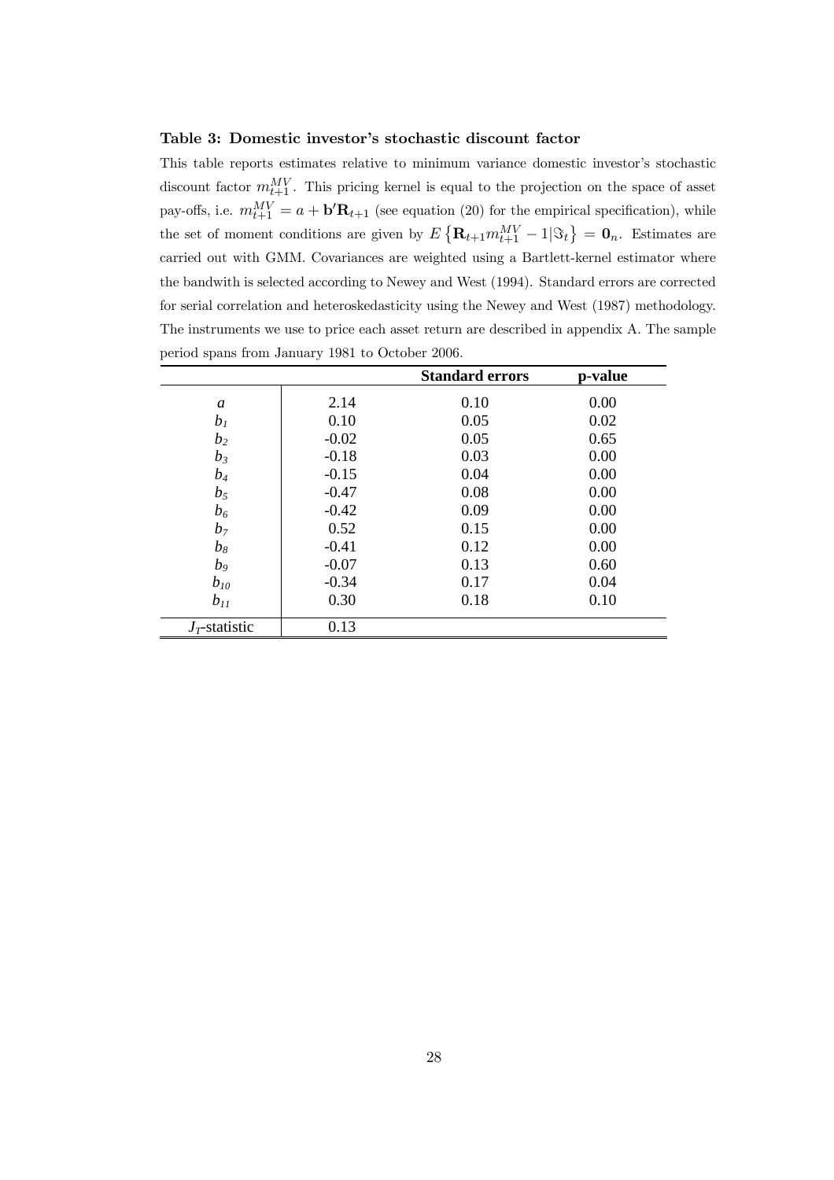**Table 3: Domestic investor's stochastic discount factor**

This table reports estimates relative to minimum variance domestic investor's stochastic discount factor $m_{t+1}^{MV}$. This pricing kernel is equal to the projection on the space of asset pay-offs, i.e. $m_{t+1}^{MV} = a + \mathbf{b}'\mathbf{R}_{t+1}$ (see equation (20) for the empirical specification), while the set of moment conditions are given by $E\left\{\mathbf{R}_{t+1}m_{t+1}^{MV} - 1|\Im_t\right\} = \mathbf{0}_n$. Estimates are carried out with GMM. Covariances are weighted using a Bartlett-kernel estimator where the bandwith is selected according to Newey and West (1994). Standard errors are corrected for serial correlation and heteroskedasticity using the Newey and West (1987) methodology. The instruments we use to price each asset return are described in appendix A. The sample period spans from January 1981 to October 2006.

| | | **Standard errors** | **p-value** |
|---|---|---|---|
| $a$ | 2.14 | 0.10 | 0.00 |
| $b_1$ | 0.10 | 0.05 | 0.02 |
| $b_2$ | -0.02 | 0.05 | 0.65 |
| $b_3$ | -0.18 | 0.03 | 0.00 |
| $b_4$ | -0.15 | 0.04 | 0.00 |
| $b_5$ | -0.47 | 0.08 | 0.00 |
| $b_6$ | -0.42 | 0.09 | 0.00 |
| $b_7$ | 0.52 | 0.15 | 0.00 |
| $b_8$ | -0.41 | 0.12 | 0.00 |
| $b_9$ | -0.07 | 0.13 | 0.60 |
| $b_{10}$ | -0.34 | 0.17 | 0.04 |
| $b_{11}$ | 0.30 | 0.18 | 0.10 |
| $J_T$-statistic | 0.13 | | |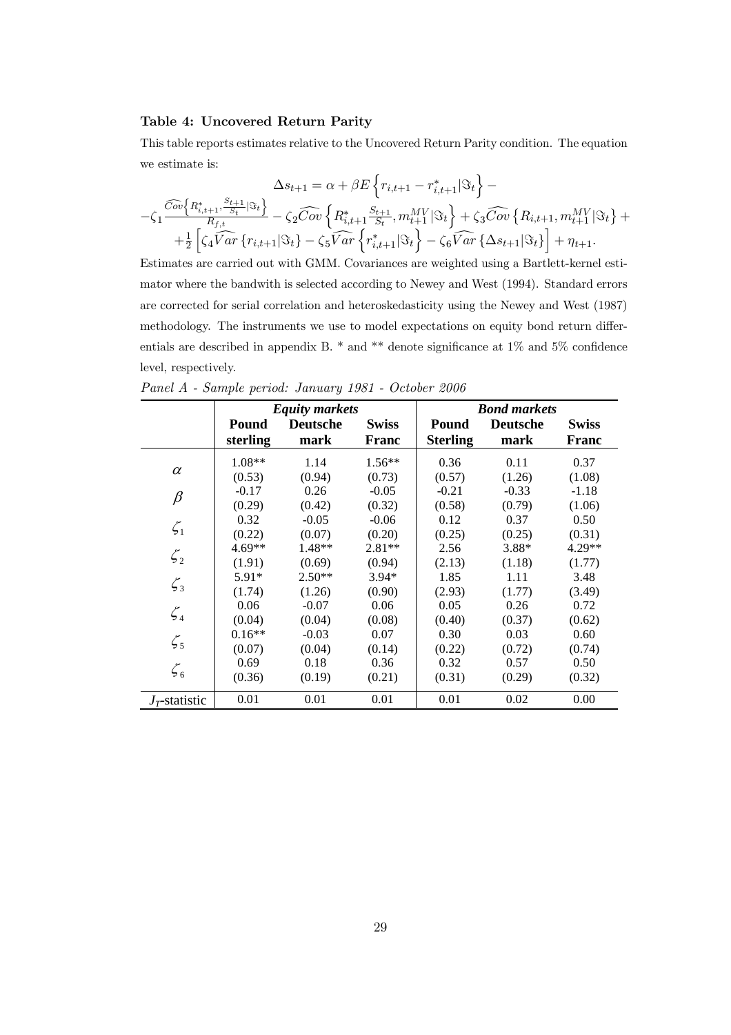**Table 4: Uncovered Return Parity**

This table reports estimates relative to the Uncovered Return Parity condition. The equation we estimate is:

$$\Delta s_{t+1} = \alpha + \beta E\left\{ r_{i,t+1} - r^*_{i,t+1} | \Im_t \right\} -$$

$$-\zeta_1 \frac{\widehat{Cov}\left\{ R^*_{i,t+1}, \frac{S_{t+1}}{S_t} | \Im_t \right\}}{R_{f,t}} - \zeta_2 \widehat{Cov}\left\{ R^*_{i,t+1} \frac{S_{t+1}}{S_t}, m^{MV}_{t+1} | \Im_t \right\} + \zeta_3 \widehat{Cov}\left\{ R_{i,t+1}, m^{MV}_{t+1} | \Im_t \right\} +$$

$$+\frac{1}{2}\left[ \zeta_4 \widehat{Var}\left\{ r_{i,t+1} | \Im_t \right\} - \zeta_5 \widehat{Var}\left\{ r^*_{i,t+1} | \Im_t \right\} - \zeta_6 \widehat{Var}\left\{ \Delta s_{t+1} | \Im_t \right\} \right] + \eta_{t+1}.$$

Estimates are carried out with GMM. Covariances are weighted using a Bartlett-kernel estimator where the bandwith is selected according to Newey and West (1994). Standard errors are corrected for serial correlation and heteroskedasticity using the Newey and West (1987) methodology. The instruments we use to model expectations on equity bond return differentials are described in appendix B. * and ** denote significance at 1% and 5% confidence level, respectively.

*Panel A - Sample period: January 1981 - October 2006*

| | *Equity markets* | | | *Bond markets* | | |
|---|---|---|---|---|---|---|
| | **Pound sterling** | **Deutsche mark** | **Swiss Franc** | **Pound Sterling** | **Deutsche mark** | **Swiss Franc** |
| $\alpha$ | 1.08** | 1.14 | 1.56** | 0.36 | 0.11 | 0.37 |
| | (0.53) | (0.94) | (0.73) | (0.57) | (1.26) | (1.08) |
| $\beta$ | -0.17 | 0.26 | -0.05 | -0.21 | -0.33 | -1.18 |
| | (0.29) | (0.42) | (0.32) | (0.58) | (0.79) | (1.06) |
| $\zeta_1$ | 0.32 | -0.05 | -0.06 | 0.12 | 0.37 | 0.50 |
| | (0.22) | (0.07) | (0.20) | (0.25) | (0.25) | (0.31) |
| $\zeta_2$ | 4.69** | 1.48** | 2.81** | 2.56 | 3.88* | 4.29** |
| | (1.91) | (0.69) | (0.94) | (2.13) | (1.18) | (1.77) |
| $\zeta_3$ | 5.91* | 2.50** | 3.94* | 1.85 | 1.11 | 3.48 |
| | (1.74) | (1.26) | (0.90) | (2.93) | (1.77) | (3.49) |
| $\zeta_4$ | 0.06 | -0.07 | 0.06 | 0.05 | 0.26 | 0.72 |
| | (0.04) | (0.04) | (0.08) | (0.40) | (0.37) | (0.62) |
| $\zeta_5$ | 0.16** | -0.03 | 0.07 | 0.30 | 0.03 | 0.60 |
| | (0.07) | (0.04) | (0.14) | (0.22) | (0.72) | (0.74) |
| $\zeta_6$ | 0.69 | 0.18 | 0.36 | 0.32 | 0.57 | 0.50 |
| | (0.36) | (0.19) | (0.21) | (0.31) | (0.29) | (0.32) |
| $J_T$-statistic | 0.01 | 0.01 | 0.01 | 0.01 | 0.02 | 0.00 |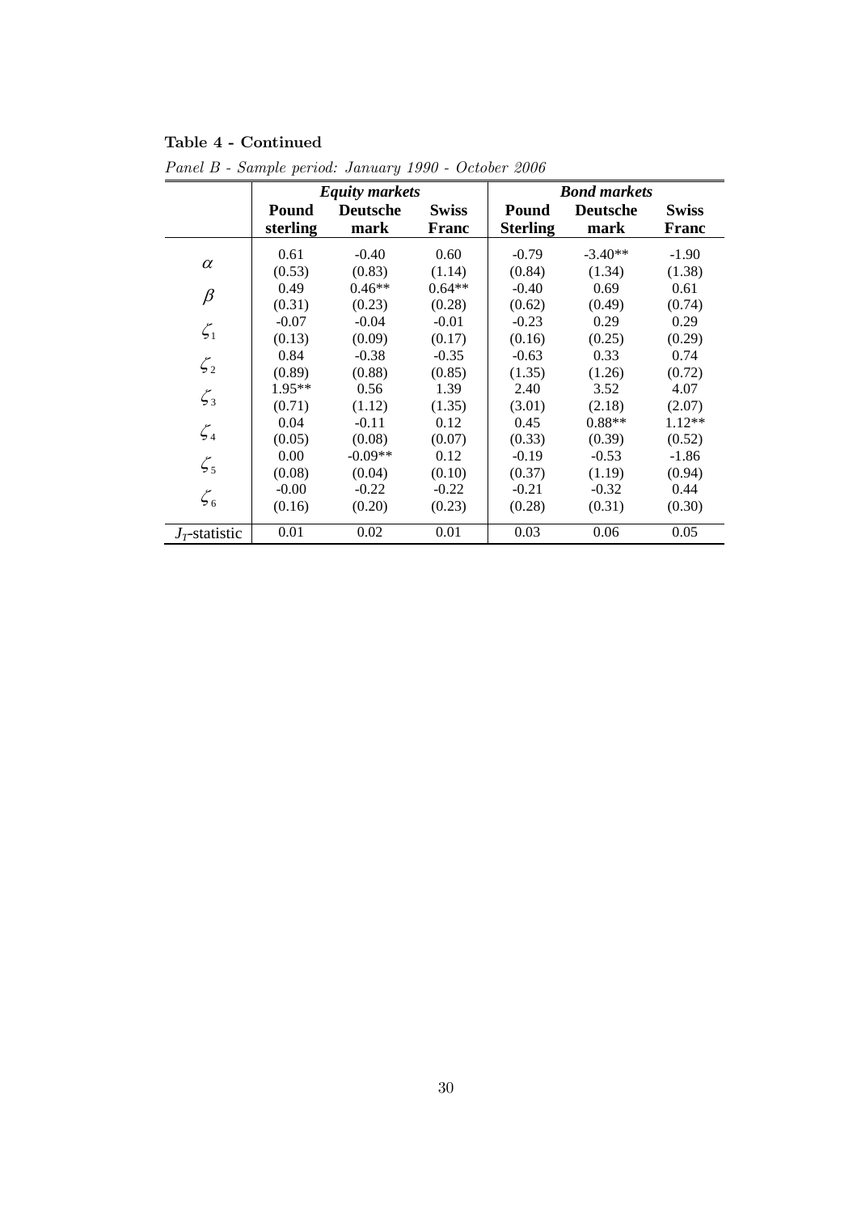**Table 4 - Continued**

*Panel B - Sample period: January 1990 - October 2006*

| | ***Equity markets*** | | | ***Bond markets*** | | |
|---|---|---|---|---|---|---|
| | **Pound sterling** | **Deutsche mark** | **Swiss Franc** | **Pound Sterling** | **Deutsche mark** | **Swiss Franc** |
| $\alpha$ | 0.61 | -0.40 | 0.60 | -0.79 | -3.40** | -1.90 |
| | (0.53) | (0.83) | (1.14) | (0.84) | (1.34) | (1.38) |
| $\beta$ | 0.49 | 0.46** | 0.64** | -0.40 | 0.69 | 0.61 |
| | (0.31) | (0.23) | (0.28) | (0.62) | (0.49) | (0.74) |
| $\zeta_1$ | -0.07 | -0.04 | -0.01 | -0.23 | 0.29 | 0.29 |
| | (0.13) | (0.09) | (0.17) | (0.16) | (0.25) | (0.29) |
| $\zeta_2$ | 0.84 | -0.38 | -0.35 | -0.63 | 0.33 | 0.74 |
| | (0.89) | (0.88) | (0.85) | (1.35) | (1.26) | (0.72) |
| $\zeta_3$ | 1.95** | 0.56 | 1.39 | 2.40 | 3.52 | 4.07 |
| | (0.71) | (1.12) | (1.35) | (3.01) | (2.18) | (2.07) |
| $\zeta_4$ | 0.04 | -0.11 | 0.12 | 0.45 | 0.88** | 1.12** |
| | (0.05) | (0.08) | (0.07) | (0.33) | (0.39) | (0.52) |
| $\zeta_5$ | 0.00 | -0.09** | 0.12 | -0.19 | -0.53 | -1.86 |
| | (0.08) | (0.04) | (0.10) | (0.37) | (1.19) | (0.94) |
| $\zeta_6$ | -0.00 | -0.22 | -0.22 | -0.21 | -0.32 | 0.44 |
| | (0.16) | (0.20) | (0.23) | (0.28) | (0.31) | (0.30) |
| $J_T$-statistic | 0.01 | 0.02 | 0.01 | 0.03 | 0.06 | 0.05 |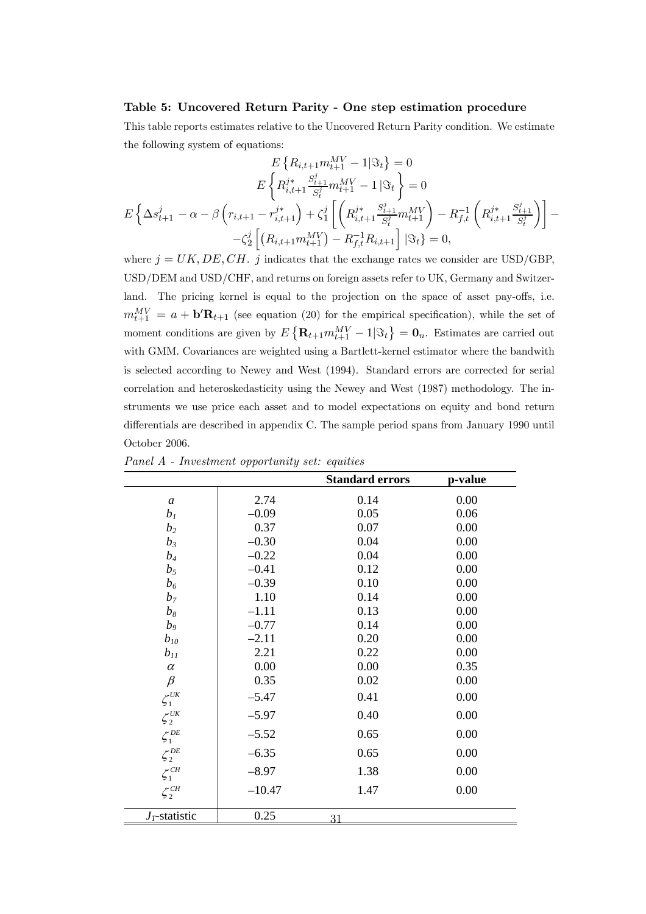**Table 5: Uncovered Return Parity - One step estimation procedure**

This table reports estimates relative to the Uncovered Return Parity condition. We estimate the following system of equations:

$$E\left\{R_{i,t+1}m_{t+1}^{MV}-1|\Im_t\right\}=0$$

$$E\left\{R_{i,t+1}^{j*}\frac{S_{t+1}^j}{S_t^j}m_{t+1}^{MV}-1\,|\Im_t\right\}=0$$

$$E\Big\{\Delta s_{t+1}^j-\alpha-\beta\left(r_{i,t+1}-r_{i,t+1}^{j*}\right)+\zeta_1^j\left[\left(R_{i,t+1}^{j*}\frac{S_{t+1}^j}{S_t^j}m_{t+1}^{MV}\right)-R_{f,t}^{-1}\left(R_{i,t+1}^{j*}\frac{S_{t+1}^j}{S_t^j}\right)\right]-$$
$$-\zeta_2^j\left[\left(R_{i,t+1}m_{t+1}^{MV}\right)-R_{f,t}^{-1}R_{i,t+1}\right]|\Im_t\}=0,$$

where $j=UK,DE,CH$. $j$ indicates that the exchange rates we consider are USD/GBP, USD/DEM and USD/CHF, and returns on foreign assets refer to UK, Germany and Switzerland. The pricing kernel is equal to the projection on the space of asset pay-offs, i.e. $m_{t+1}^{MV}=a+\mathbf{b}'\mathbf{R}_{t+1}$ (see equation (20) for the empirical specification), while the set of moment conditions are given by $E\left\{\mathbf{R}_{t+1}m_{t+1}^{MV}-1|\Im_t\right\}=\mathbf{0}_n$. Estimates are carried out with GMM. Covariances are weighted using a Bartlett-kernel estimator where the bandwith is selected according to Newey and West (1994). Standard errors are corrected for serial correlation and heteroskedasticity using the Newey and West (1987) methodology. The instruments we use price each asset and to model expectations on equity and bond return differentials are described in appendix C. The sample period spans from January 1990 until October 2006.

*Panel A - Investment opportunity set: equities*

| | | Standard errors | p-value |
|---|---|---|---|
| $a$ | 2.74 | 0.14 | 0.00 |
| $b_1$ | −0.09 | 0.05 | 0.06 |
| $b_2$ | 0.37 | 0.07 | 0.00 |
| $b_3$ | −0.30 | 0.04 | 0.00 |
| $b_4$ | −0.22 | 0.04 | 0.00 |
| $b_5$ | −0.41 | 0.12 | 0.00 |
| $b_6$ | −0.39 | 0.10 | 0.00 |
| $b_7$ | 1.10 | 0.14 | 0.00 |
| $b_8$ | −1.11 | 0.13 | 0.00 |
| $b_9$ | −0.77 | 0.14 | 0.00 |
| $b_{10}$ | −2.11 | 0.20 | 0.00 |
| $b_{11}$ | 2.21 | 0.22 | 0.00 |
| $\alpha$ | 0.00 | 0.00 | 0.35 |
| $\beta$ | 0.35 | 0.02 | 0.00 |
| $\zeta_1^{UK}$ | −5.47 | 0.41 | 0.00 |
| $\zeta_2^{UK}$ | −5.97 | 0.40 | 0.00 |
| $\zeta_1^{DE}$ | −5.52 | 0.65 | 0.00 |
| $\zeta_2^{DE}$ | −6.35 | 0.65 | 0.00 |
| $\zeta_1^{CH}$ | −8.97 | 1.38 | 0.00 |
| $\zeta_2^{CH}$ | −10.47 | 1.47 | 0.00 |
| $J_T$-statistic | 0.25 | | |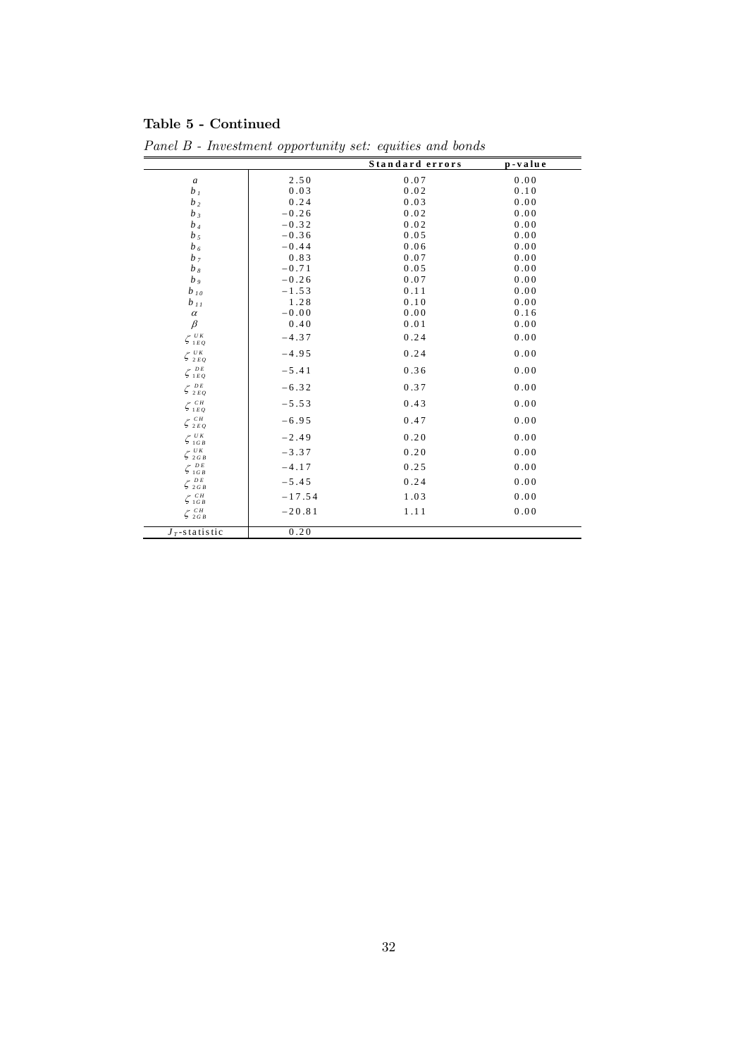**Table 5 - Continued**

*Panel B - Investment opportunity set: equities and bonds*

| | | Standard errors | p-value |
|---|---|---|---|
| $a$ | 2.50 | 0.07 | 0.00 |
| $b_1$ | 0.03 | 0.02 | 0.10 |
| $b_2$ | 0.24 | 0.03 | 0.00 |
| $b_3$ | −0.26 | 0.02 | 0.00 |
| $b_4$ | −0.32 | 0.02 | 0.00 |
| $b_5$ | −0.36 | 0.05 | 0.00 |
| $b_6$ | −0.44 | 0.06 | 0.00 |
| $b_7$ | 0.83 | 0.07 | 0.00 |
| $b_8$ | −0.71 | 0.05 | 0.00 |
| $b_9$ | −0.26 | 0.07 | 0.00 |
| $b_{10}$ | −1.53 | 0.11 | 0.00 |
| $b_{11}$ | 1.28 | 0.10 | 0.00 |
| $\alpha$ | −0.00 | 0.00 | 0.16 |
| $\beta$ | 0.40 | 0.01 | 0.00 |
| $\zeta_{1EQ}^{UK}$ | −4.37 | 0.24 | 0.00 |
| $\zeta_{2EQ}^{UK}$ | −4.95 | 0.24 | 0.00 |
| $\zeta_{1EQ}^{DE}$ | −5.41 | 0.36 | 0.00 |
| $\zeta_{2EQ}^{DE}$ | −6.32 | 0.37 | 0.00 |
| $\zeta_{1EQ}^{CH}$ | −5.53 | 0.43 | 0.00 |
| $\zeta_{2EQ}^{CH}$ | −6.95 | 0.47 | 0.00 |
| $\zeta_{1GB}^{UK}$ | −2.49 | 0.20 | 0.00 |
| $\zeta_{2GB}^{UK}$ | −3.37 | 0.20 | 0.00 |
| $\zeta_{1GB}^{DE}$ | −4.17 | 0.25 | 0.00 |
| $\zeta_{2GB}^{DE}$ | −5.45 | 0.24 | 0.00 |
| $\zeta_{1GB}^{CH}$ | −17.54 | 1.03 | 0.00 |
| $\zeta_{2GB}^{CH}$ | −20.81 | 1.11 | 0.00 |
| $J_T$-statistic | 0.20 | | |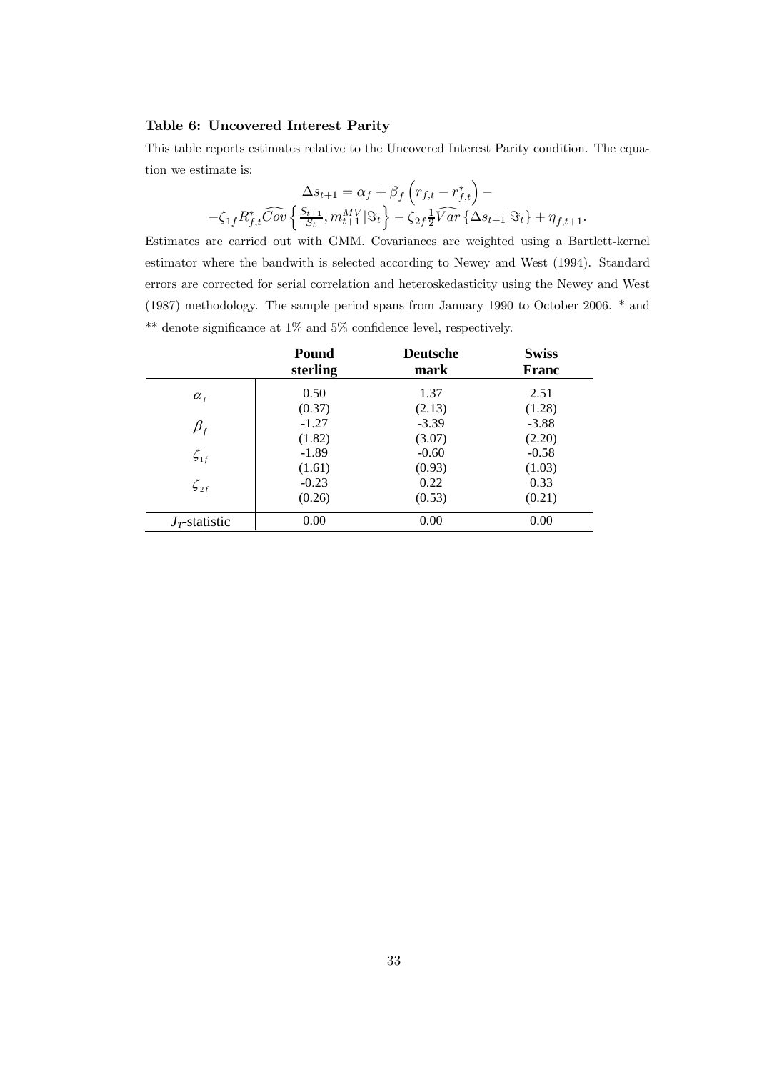**Table 6: Uncovered Interest Parity**

This table reports estimates relative to the Uncovered Interest Parity condition. The equation we estimate is:

$$\Delta s_{t+1} = \alpha_f + \beta_f \left( r_{f,t} - r^*_{f,t} \right) -$$
$$-\zeta_{1f} R^*_{f,t} \widehat{Cov} \left\{ \frac{S_{t+1}}{S_t}, m^{MV}_{t+1} | \Im_t \right\} - \zeta_{2f} \frac{1}{2} \widehat{Var} \left\{ \Delta s_{t+1} | \Im_t \right\} + \eta_{f,t+1}.$$

Estimates are carried out with GMM. Covariances are weighted using a Bartlett-kernel estimator where the bandwith is selected according to Newey and West (1994). Standard errors are corrected for serial correlation and heteroskedasticity using the Newey and West (1987) methodology. The sample period spans from January 1990 to October 2006. * and ** denote significance at 1% and 5% confidence level, respectively.

| | **Pound sterling** | **Deutsche mark** | **Swiss Franc** |
|---|---|---|---|
| $\alpha_f$ | 0.50 | 1.37 | 2.51 |
| | (0.37) | (2.13) | (1.28) |
| $\beta_f$ | -1.27 | -3.39 | -3.88 |
| | (1.82) | (3.07) | (2.20) |
| $\zeta_{1f}$ | -1.89 | -0.60 | -0.58 |
| | (1.61) | (0.93) | (1.03) |
| $\zeta_{2f}$ | -0.23 | 0.22 | 0.33 |
| | (0.26) | (0.53) | (0.21) |
| $J_T$-statistic | 0.00 | 0.00 | 0.00 |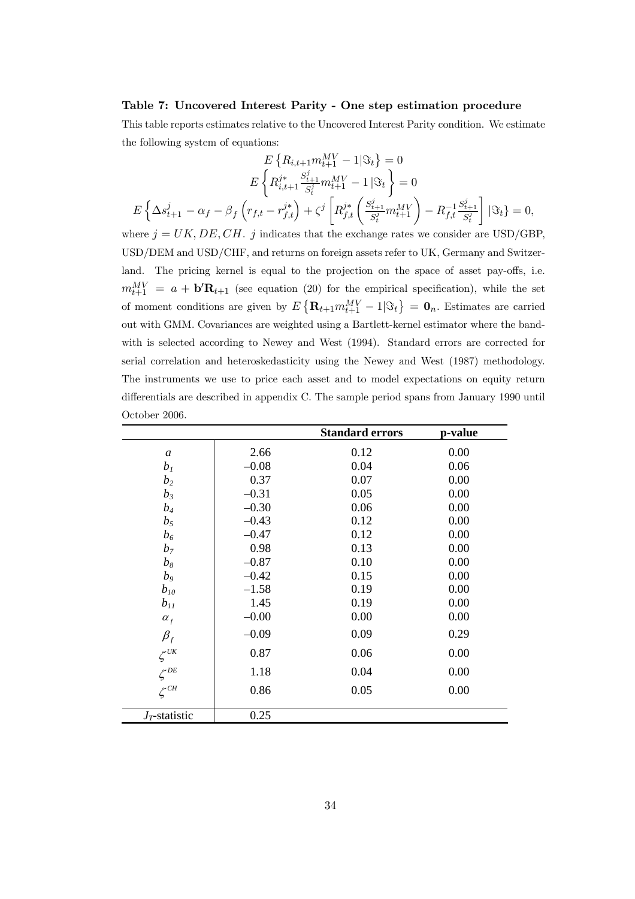**Table 7: Uncovered Interest Parity - One step estimation procedure**

This table reports estimates relative to the Uncovered Interest Parity condition. We estimate the following system of equations:

$$E\left\{R_{i,t+1}m_{t+1}^{MV}-1|\Im_t\right\}=0$$

$$E\left\{R_{i,t+1}^{j*}\frac{S_{t+1}^j}{S_t^j}m_{t+1}^{MV}-1\,|\Im_t\right\}=0$$

$$E\left\{\Delta s_{t+1}^j-\alpha_f-\beta_f\left(r_{f,t}-r_{f,t}^{j*}\right)+\zeta^j\left[R_{f,t}^{j*}\left(\frac{S_{t+1}^j}{S_t^j}m_{t+1}^{MV}\right)-R_{f,t}^{-1}\frac{S_{t+1}^j}{S_t^j}\right]|\Im_t\right\}=0,$$

where $j=UK,DE,CH$. $j$ indicates that the exchange rates we consider are USD/GBP, USD/DEM and USD/CHF, and returns on foreign assets refer to UK, Germany and Switzerland. The pricing kernel is equal to the projection on the space of asset pay-offs, i.e. $m_{t+1}^{MV}=a+\mathbf{b}'\mathbf{R}_{t+1}$ (see equation (20) for the empirical specification), while the set of moment conditions are given by $E\left\{\mathbf{R}_{t+1}m_{t+1}^{MV}-1|\Im_t\right\}=\mathbf{0}_n$. Estimates are carried out with GMM. Covariances are weighted using a Bartlett-kernel estimator where the bandwith is selected according to Newey and West (1994). Standard errors are corrected for serial correlation and heteroskedasticity using the Newey and West (1987) methodology. The instruments we use to price each asset and to model expectations on equity return differentials are described in appendix C. The sample period spans from January 1990 until October 2006.

| | | Standard errors | p-value |
|---|---|---|---|
| $a$ | 2.66 | 0.12 | 0.00 |
| $b_1$ | −0.08 | 0.04 | 0.06 |
| $b_2$ | 0.37 | 0.07 | 0.00 |
| $b_3$ | −0.31 | 0.05 | 0.00 |
| $b_4$ | −0.30 | 0.06 | 0.00 |
| $b_5$ | −0.43 | 0.12 | 0.00 |
| $b_6$ | −0.47 | 0.12 | 0.00 |
| $b_7$ | 0.98 | 0.13 | 0.00 |
| $b_8$ | −0.87 | 0.10 | 0.00 |
| $b_9$ | −0.42 | 0.15 | 0.00 |
| $b_{10}$ | −1.58 | 0.19 | 0.00 |
| $b_{11}$ | 1.45 | 0.19 | 0.00 |
| $\alpha_f$ | −0.00 | 0.00 | 0.00 |
| $\beta_f$ | −0.09 | 0.09 | 0.29 |
| $\zeta^{UK}$ | 0.87 | 0.06 | 0.00 |
| $\zeta^{DE}$ | 1.18 | 0.04 | 0.00 |
| $\zeta^{CH}$ | 0.86 | 0.05 | 0.00 |
| $J_T$-statistic | 0.25 | | |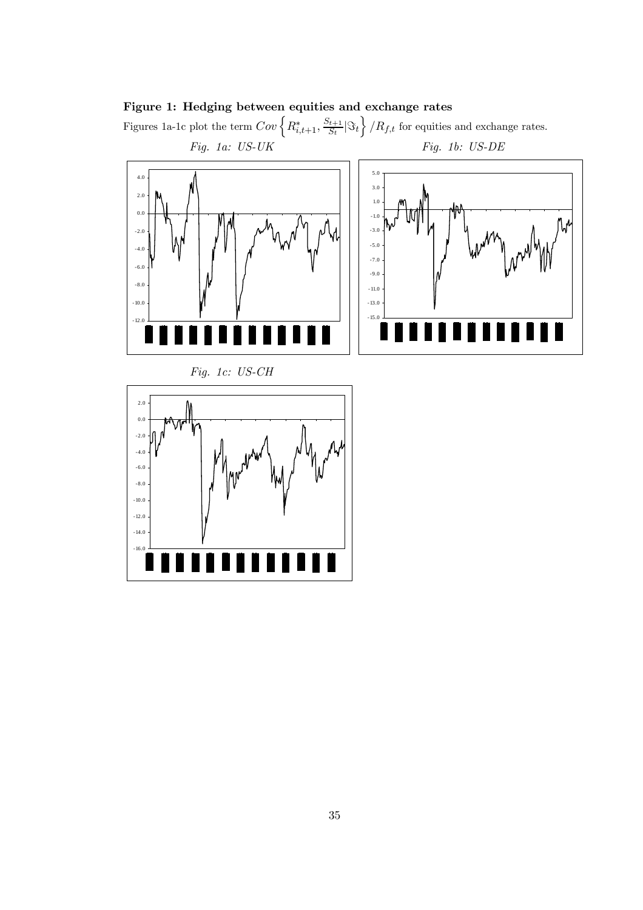**Figure 1: Hedging between equities and exchange rates**

Figures 1a-1c plot the term $Cov\left\{R^*_{i,t+1}, \frac{S_{t+1}}{S_t}|\Im_t\right\}/R_{f,t}$ for equities and exchange rates.

*Fig. 1a: US-UK*

4.0
2.0
0.0
-2.0
-4.0
-6.0
-8.0
-10.0
-12.0

*Fig. 1b: US-DE*

5.0
3.0
1.0
-1.0
-3.0
-5.0
-7.0
-9.0
-11.0
-13.0
-15.0

*Fig. 1c: US-CH*

2.0
0.0
-2.0
-4.0
-6.0
-8.0
-10.0
-12.0
-14.0
-16.0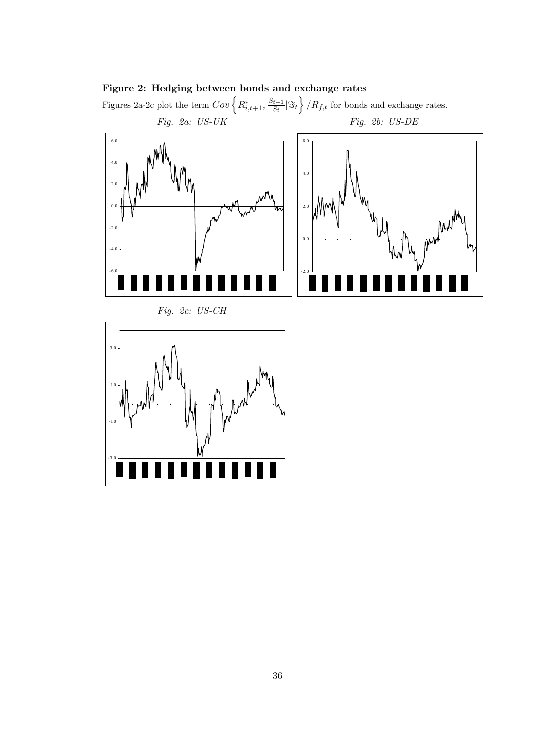**Figure 2: Hedging between bonds and exchange rates**

Figures 2a-2c plot the term $Cov\left\{R^*_{i,t+1}, \frac{S_{t+1}}{S_t}|\Im_t\right\}/R_{f,t}$ for bonds and exchange rates.

*Fig. 2a: US-UK*

6.0
4.0
2.0
0.0
-2.0
-4.0
-6.0

*Fig. 2b: US-DE*

6.0
4.0
2.0
0.0
-2.0

*Fig. 2c: US-CH*

3.0
1.0
-1.0
-3.0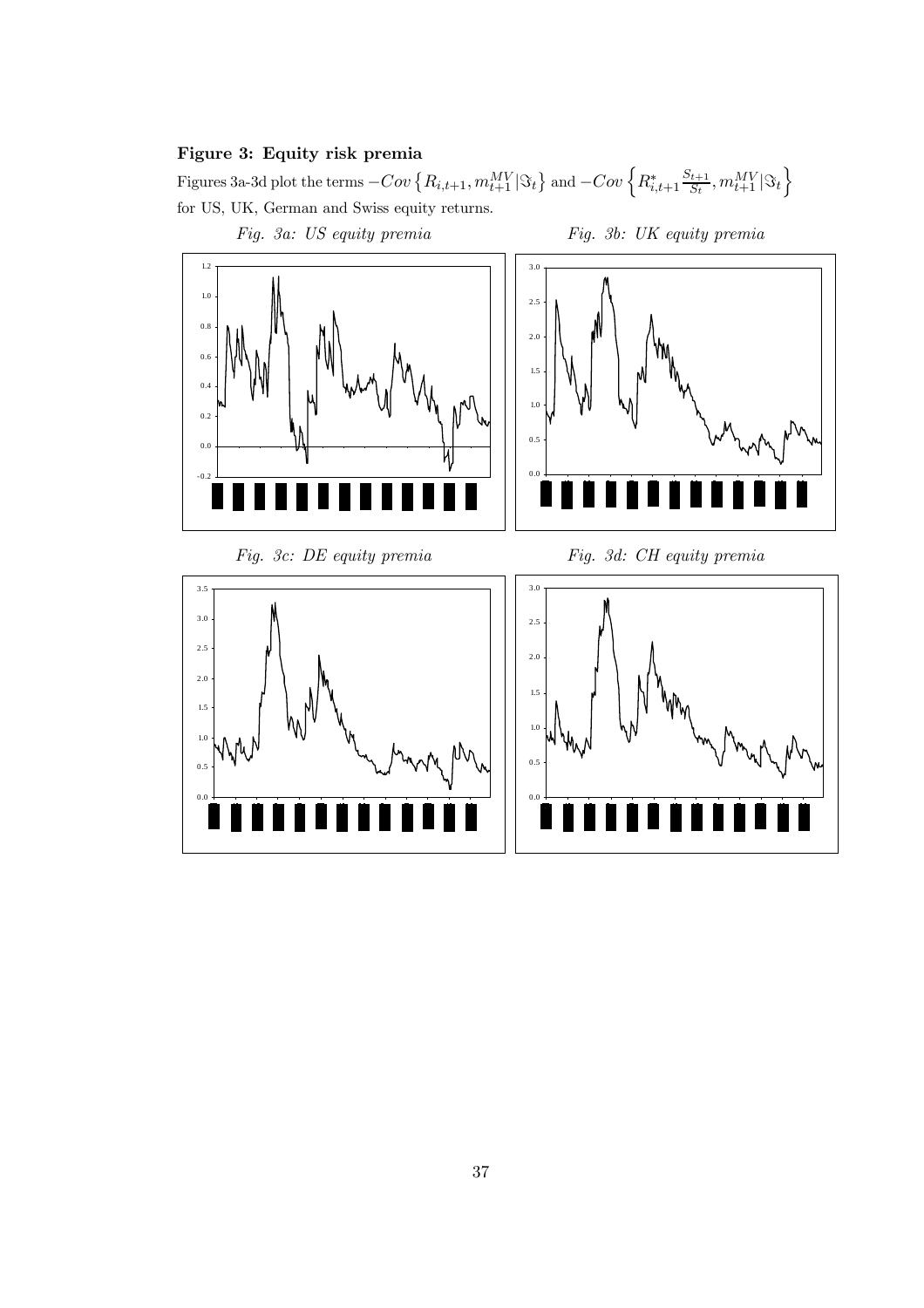**Figure 3: Equity risk premia**

Figures 3a-3d plot the terms $-Cov\left\{R_{i,t+1}, m_{t+1}^{MV}|\Im_t\right\}$ and $-Cov\left\{R_{i,t+1}^{*}\frac{S_{t+1}}{S_t}, m_{t+1}^{MV}|\Im_t\right\}$ for US, UK, German and Swiss equity returns.

*Fig. 3a: US equity premia*

1.2
1.0
0.8
0.6
0.4
0.2
0.0
-0.2

*Fig. 3b: UK equity premia*

3.0
2.5
2.0
1.5
1.0
0.5
0.0

*Fig. 3c: DE equity premia*

3.5
3.0
2.5
2.0
1.5
1.0
0.5
0.0

*Fig. 3d: CH equity premia*

3.0
2.5
2.0
1.5
1.0
0.5
0.0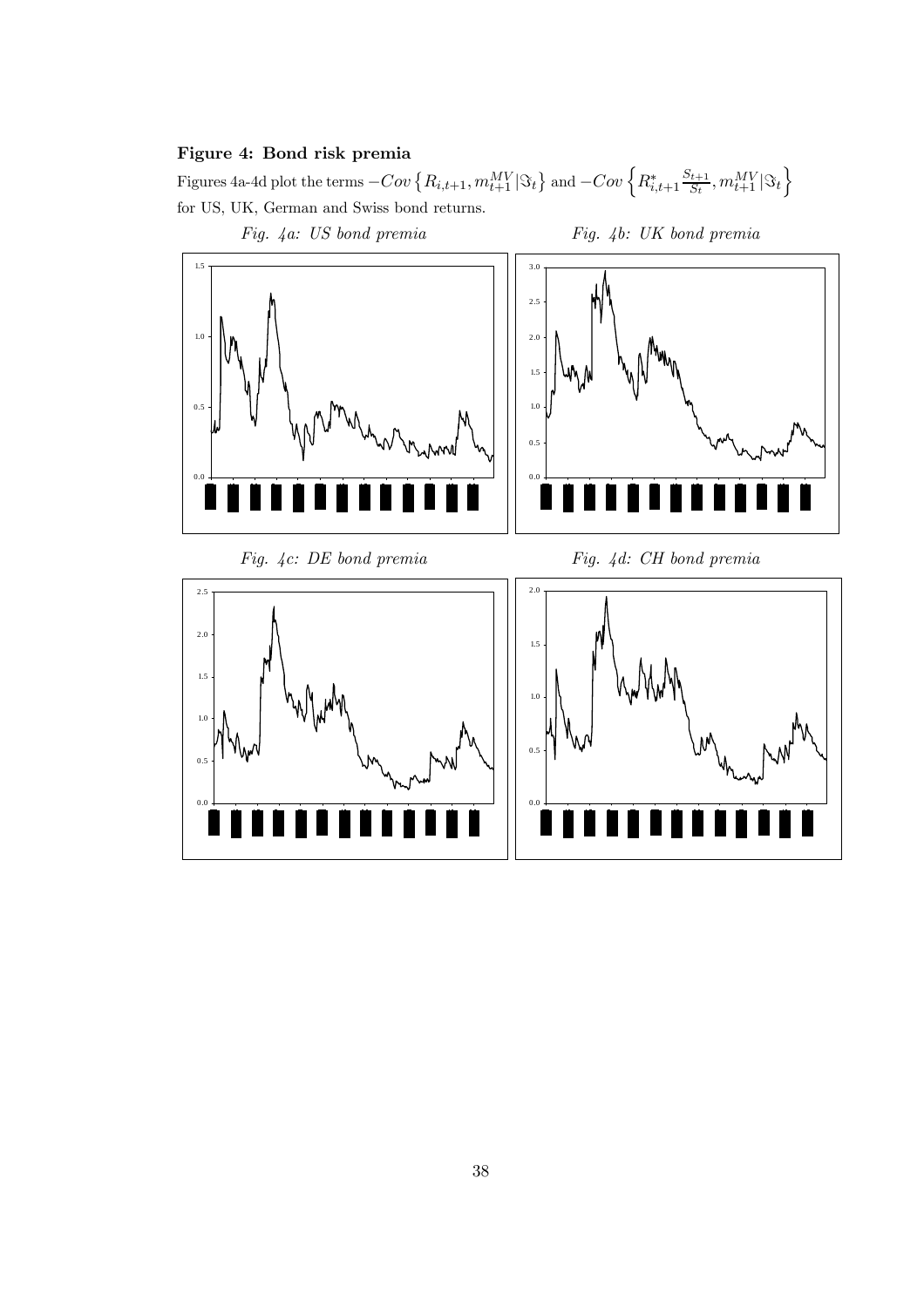**Figure 4: Bond risk premia**

Figures 4a-4d plot the terms $-Cov\left\{R_{i,t+1}, m_{t+1}^{MV}|\Im_t\right\}$ and $-Cov\left\{R_{i,t+1}^{*}\frac{S_{t+1}}{S_t}, m_{t+1}^{MV}|\Im_t\right\}$ for US, UK, German and Swiss bond returns.

*Fig. 4a: US bond premia*

1.5
1.0
0.5
0.0

*Fig. 4b: UK bond premia*

3.0
2.5
2.0
1.5
1.0
0.5
0.0

*Fig. 4c: DE bond premia*

2.5
2.0
1.5
1.0
0.5
0.0

*Fig. 4d: CH bond premia*

2.0
1.5
1.0
0.5
0.0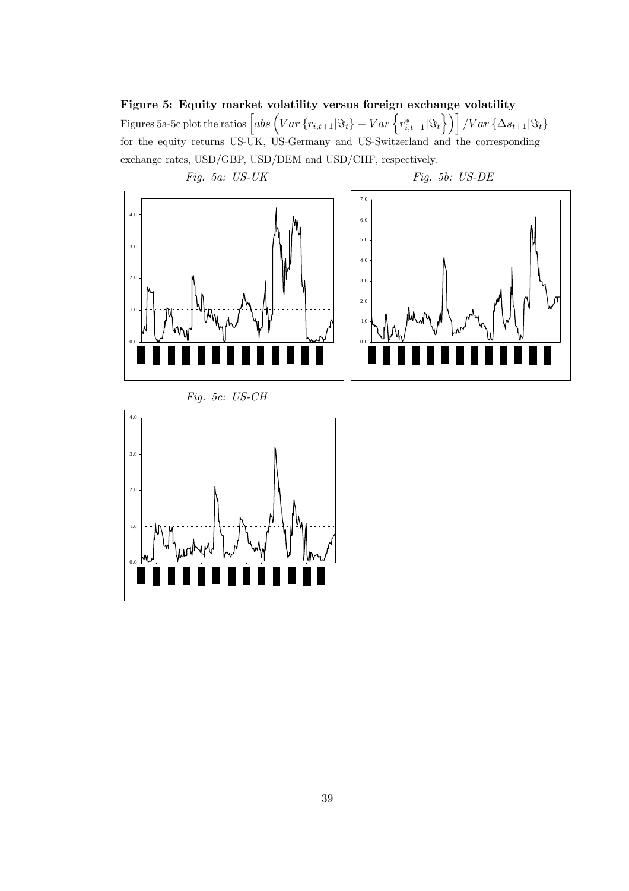**Figure 5: Equity market volatility versus foreign exchange volatility**

Figures 5a-5c plot the ratios $\left[abs\left(Var\left\{r_{i,t+1}|\Im_t\right\} - Var\left\{r^*_{i,t+1}|\Im_t\right\}\right)\right]/Var\left\{\Delta s_{t+1}|\Im_t\right\}$ for the equity returns US-UK, US-Germany and US-Switzerland and the corresponding exchange rates, USD/GBP, USD/DEM and USD/CHF, respectively.

*Fig. 5a: US-UK*

*Fig. 5b: US-DE*

*Fig. 5c: US-CH*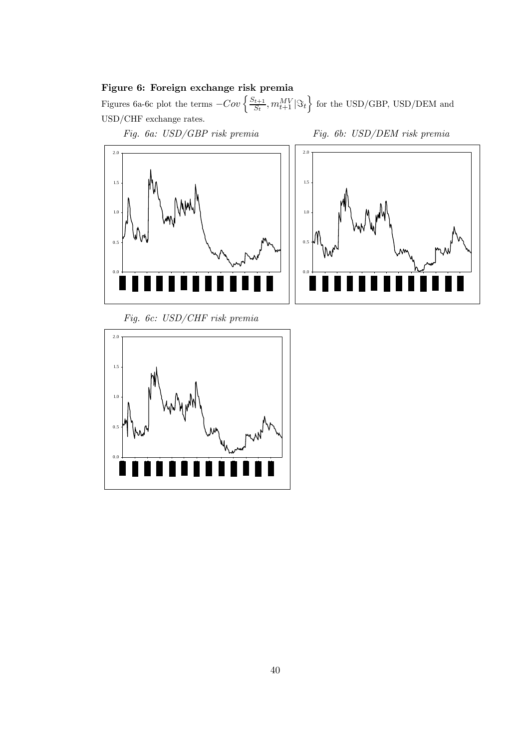**Figure 6: Foreign exchange risk premia**

Figures 6a-6c plot the terms $-Cov\left\{\frac{S_{t+1}}{S_t}, m_{t+1}^{MV}|\Im_t\right\}$ for the USD/GBP, USD/DEM and USD/CHF exchange rates.

*Fig. 6a: USD/GBP risk premia*

2.0
1.5
1.0
0.5
0.0

*Fig. 6b: USD/DEM risk premia*

2.0
1.5
1.0
0.5
0.0

*Fig. 6c: USD/CHF risk premia*

2.0
1.5
1.0
0.5
0.0